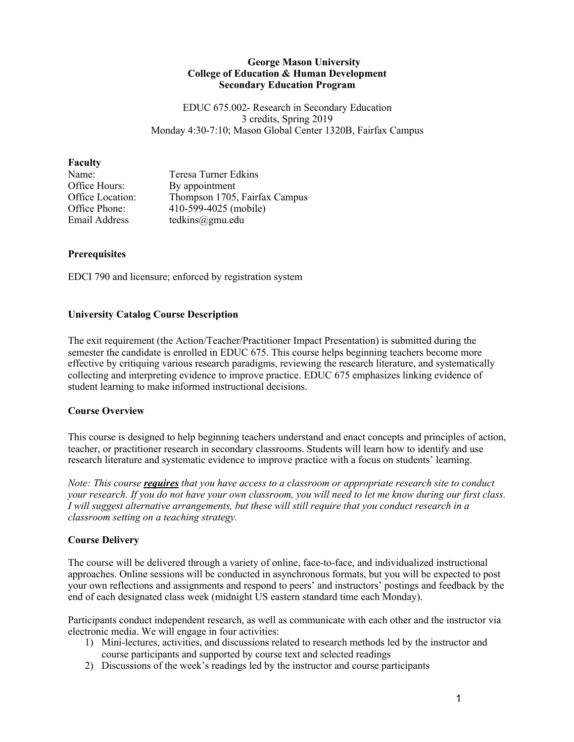**George Mason University**
**College of Education & Human Development**
**Secondary Education Program**

EDUC 675.002- Research in Secondary Education
3 credits, Spring 2019
Monday 4:30-7:10; Mason Global Center 1320B, Fairfax Campus

## Faculty

| | |
|---|---|
| Name: | Teresa Turner Edkins |
| Office Hours: | By appointment |
| Office Location: | Thompson 1705, Fairfax Campus |
| Office Phone: | 410-599-4025 (mobile) |
| Email Address | tedkins@gmu.edu |

## Prerequisites

EDCI 790 and licensure; enforced by registration system

## University Catalog Course Description

The exit requirement (the Action/Teacher/Practitioner Impact Presentation) is submitted during the semester the candidate is enrolled in EDUC 675. This course helps beginning teachers become more effective by critiquing various research paradigms, reviewing the research literature, and systematically collecting and interpreting evidence to improve practice. EDUC 675 emphasizes linking evidence of student learning to make informed instructional decisions.

## Course Overview

This course is designed to help beginning teachers understand and enact concepts and principles of action, teacher, or practitioner research in secondary classrooms. Students will learn how to identify and use research literature and systematic evidence to improve practice with a focus on students' learning.

*Note: This course* ***requires*** *that you have access to a classroom or appropriate research site to conduct your research. If you do not have your own classroom, you will need to let me know during our first class. I will suggest alternative arrangements, but these will still require that you conduct research in a classroom setting on a teaching strategy.*

## Course Delivery

The course will be delivered through a variety of online, face-to-face, and individualized instructional approaches. Online sessions will be conducted in asynchronous formats, but you will be expected to post your own reflections and assignments and respond to peers' and instructors' postings and feedback by the end of each designated class week (midnight US eastern standard time each Monday).

Participants conduct independent research, as well as communicate with each other and the instructor via electronic media. We will engage in four activities:

1) Mini-lectures, activities, and discussions related to research methods led by the instructor and course participants and supported by course text and selected readings
2) Discussions of the week's readings led by the instructor and course participants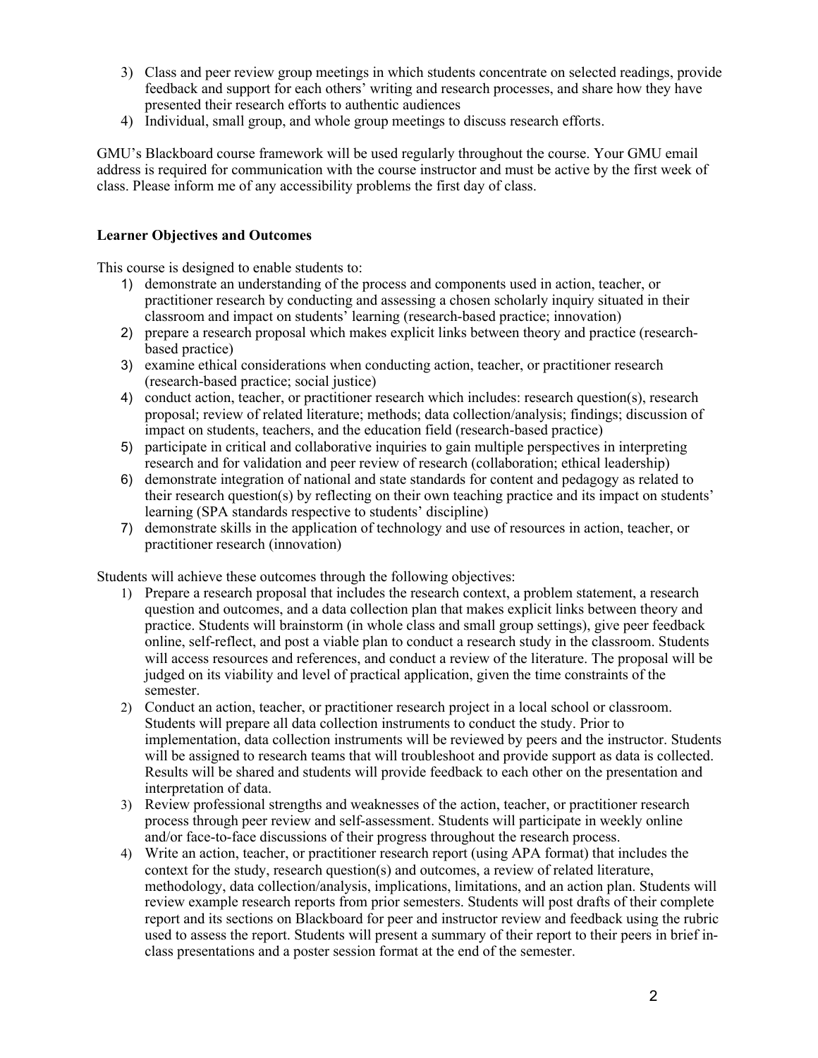3) Class and peer review group meetings in which students concentrate on selected readings, provide feedback and support for each others' writing and research processes, and share how they have presented their research efforts to authentic audiences
4) Individual, small group, and whole group meetings to discuss research efforts.

GMU's Blackboard course framework will be used regularly throughout the course. Your GMU email address is required for communication with the course instructor and must be active by the first week of class. Please inform me of any accessibility problems the first day of class.

**Learner Objectives and Outcomes**

This course is designed to enable students to:

1) demonstrate an understanding of the process and components used in action, teacher, or practitioner research by conducting and assessing a chosen scholarly inquiry situated in their classroom and impact on students' learning (research-based practice; innovation)
2) prepare a research proposal which makes explicit links between theory and practice (research-based practice)
3) examine ethical considerations when conducting action, teacher, or practitioner research (research-based practice; social justice)
4) conduct action, teacher, or practitioner research which includes: research question(s), research proposal; review of related literature; methods; data collection/analysis; findings; discussion of impact on students, teachers, and the education field (research-based practice)
5) participate in critical and collaborative inquiries to gain multiple perspectives in interpreting research and for validation and peer review of research (collaboration; ethical leadership)
6) demonstrate integration of national and state standards for content and pedagogy as related to their research question(s) by reflecting on their own teaching practice and its impact on students' learning (SPA standards respective to students' discipline)
7) demonstrate skills in the application of technology and use of resources in action, teacher, or practitioner research (innovation)

Students will achieve these outcomes through the following objectives:

1) Prepare a research proposal that includes the research context, a problem statement, a research question and outcomes, and a data collection plan that makes explicit links between theory and practice. Students will brainstorm (in whole class and small group settings), give peer feedback online, self-reflect, and post a viable plan to conduct a research study in the classroom. Students will access resources and references, and conduct a review of the literature. The proposal will be judged on its viability and level of practical application, given the time constraints of the semester.
2) Conduct an action, teacher, or practitioner research project in a local school or classroom. Students will prepare all data collection instruments to conduct the study. Prior to implementation, data collection instruments will be reviewed by peers and the instructor. Students will be assigned to research teams that will troubleshoot and provide support as data is collected. Results will be shared and students will provide feedback to each other on the presentation and interpretation of data.
3) Review professional strengths and weaknesses of the action, teacher, or practitioner research process through peer review and self-assessment. Students will participate in weekly online and/or face-to-face discussions of their progress throughout the research process.
4) Write an action, teacher, or practitioner research report (using APA format) that includes the context for the study, research question(s) and outcomes, a review of related literature, methodology, data collection/analysis, implications, limitations, and an action plan. Students will review example research reports from prior semesters. Students will post drafts of their complete report and its sections on Blackboard for peer and instructor review and feedback using the rubric used to assess the report. Students will present a summary of their report to their peers in brief in-class presentations and a poster session format at the end of the semester.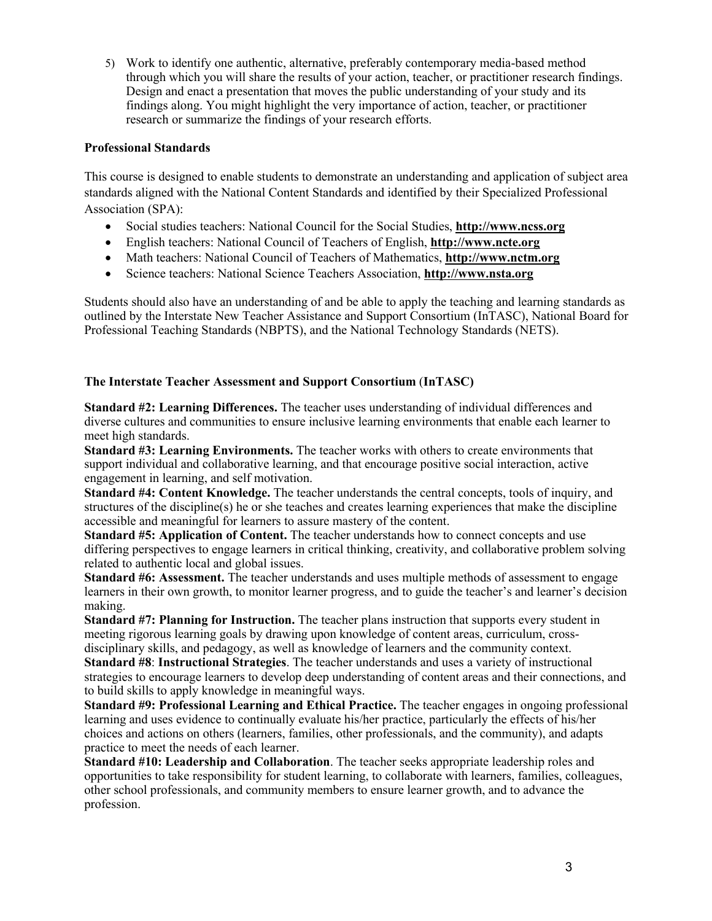5) Work to identify one authentic, alternative, preferably contemporary media-based method through which you will share the results of your action, teacher, or practitioner research findings. Design and enact a presentation that moves the public understanding of your study and its findings along. You might highlight the very importance of action, teacher, or practitioner research or summarize the findings of your research efforts.

### Professional Standards

This course is designed to enable students to demonstrate an understanding and application of subject area standards aligned with the National Content Standards and identified by their Specialized Professional Association (SPA):

- Social studies teachers: National Council for the Social Studies, **http://www.ncss.org**
- English teachers: National Council of Teachers of English, **http://www.ncte.org**
- Math teachers: National Council of Teachers of Mathematics, **http://www.nctm.org**
- Science teachers: National Science Teachers Association, **http://www.nsta.org**

Students should also have an understanding of and be able to apply the teaching and learning standards as outlined by the Interstate New Teacher Assistance and Support Consortium (InTASC), National Board for Professional Teaching Standards (NBPTS), and the National Technology Standards (NETS).

### The Interstate Teacher Assessment and Support Consortium (InTASC)

**Standard #2: Learning Differences.** The teacher uses understanding of individual differences and diverse cultures and communities to ensure inclusive learning environments that enable each learner to meet high standards.

**Standard #3: Learning Environments.** The teacher works with others to create environments that support individual and collaborative learning, and that encourage positive social interaction, active engagement in learning, and self motivation.

**Standard #4: Content Knowledge.** The teacher understands the central concepts, tools of inquiry, and structures of the discipline(s) he or she teaches and creates learning experiences that make the discipline accessible and meaningful for learners to assure mastery of the content.

**Standard #5: Application of Content.** The teacher understands how to connect concepts and use differing perspectives to engage learners in critical thinking, creativity, and collaborative problem solving related to authentic local and global issues.

**Standard #6: Assessment.** The teacher understands and uses multiple methods of assessment to engage learners in their own growth, to monitor learner progress, and to guide the teacher's and learner's decision making.

**Standard #7: Planning for Instruction.** The teacher plans instruction that supports every student in meeting rigorous learning goals by drawing upon knowledge of content areas, curriculum, cross-disciplinary skills, and pedagogy, as well as knowledge of learners and the community context.

**Standard #8**: **Instructional Strategies**. The teacher understands and uses a variety of instructional strategies to encourage learners to develop deep understanding of content areas and their connections, and to build skills to apply knowledge in meaningful ways.

**Standard #9: Professional Learning and Ethical Practice.** The teacher engages in ongoing professional learning and uses evidence to continually evaluate his/her practice, particularly the effects of his/her choices and actions on others (learners, families, other professionals, and the community), and adapts practice to meet the needs of each learner.

**Standard #10: Leadership and Collaboration**. The teacher seeks appropriate leadership roles and opportunities to take responsibility for student learning, to collaborate with learners, families, colleagues, other school professionals, and community members to ensure learner growth, and to advance the profession.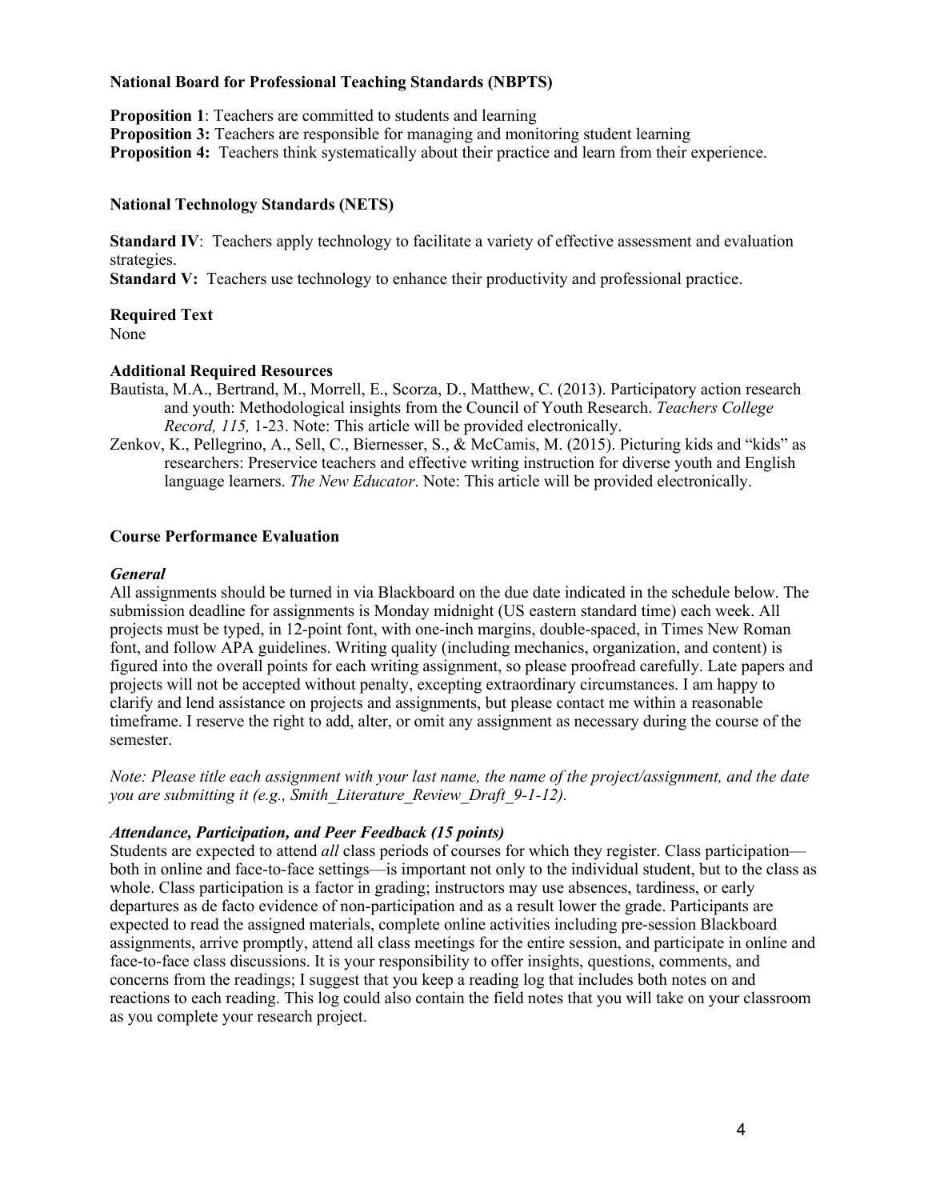**National Board for Professional Teaching Standards (NBPTS)**

**Proposition 1**: Teachers are committed to students and learning
**Proposition 3:** Teachers are responsible for managing and monitoring student learning
**Proposition 4:** Teachers think systematically about their practice and learn from their experience.

**National Technology Standards (NETS)**

**Standard IV**: Teachers apply technology to facilitate a variety of effective assessment and evaluation strategies.
**Standard V:** Teachers use technology to enhance their productivity and professional practice.

**Required Text**
None

**Additional Required Resources**

Bautista, M.A., Bertrand, M., Morrell, E., Scorza, D., Matthew, C. (2013). Participatory action research and youth: Methodological insights from the Council of Youth Research. *Teachers College Record, 115,* 1-23. Note: This article will be provided electronically.

Zenkov, K., Pellegrino, A., Sell, C., Biernesser, S., & McCamis, M. (2015). Picturing kids and "kids" as researchers: Preservice teachers and effective writing instruction for diverse youth and English language learners. *The New Educator*. Note: This article will be provided electronically.

**Course Performance Evaluation**

***General***

All assignments should be turned in via Blackboard on the due date indicated in the schedule below. The submission deadline for assignments is Monday midnight (US eastern standard time) each week. All projects must be typed, in 12-point font, with one-inch margins, double-spaced, in Times New Roman font, and follow APA guidelines. Writing quality (including mechanics, organization, and content) is figured into the overall points for each writing assignment, so please proofread carefully. Late papers and projects will not be accepted without penalty, excepting extraordinary circumstances. I am happy to clarify and lend assistance on projects and assignments, but please contact me within a reasonable timeframe. I reserve the right to add, alter, or omit any assignment as necessary during the course of the semester.

*Note: Please title each assignment with your last name, the name of the project/assignment, and the date you are submitting it (e.g., Smith_Literature_Review_Draft_9-1-12).*

***Attendance, Participation, and Peer Feedback (15 points)***

Students are expected to attend *all* class periods of courses for which they register. Class participation—both in online and face-to-face settings—is important not only to the individual student, but to the class as whole. Class participation is a factor in grading; instructors may use absences, tardiness, or early departures as de facto evidence of non-participation and as a result lower the grade. Participants are expected to read the assigned materials, complete online activities including pre-session Blackboard assignments, arrive promptly, attend all class meetings for the entire session, and participate in online and face-to-face class discussions. It is your responsibility to offer insights, questions, comments, and concerns from the readings; I suggest that you keep a reading log that includes both notes on and reactions to each reading. This log could also contain the field notes that you will take on your classroom as you complete your research project.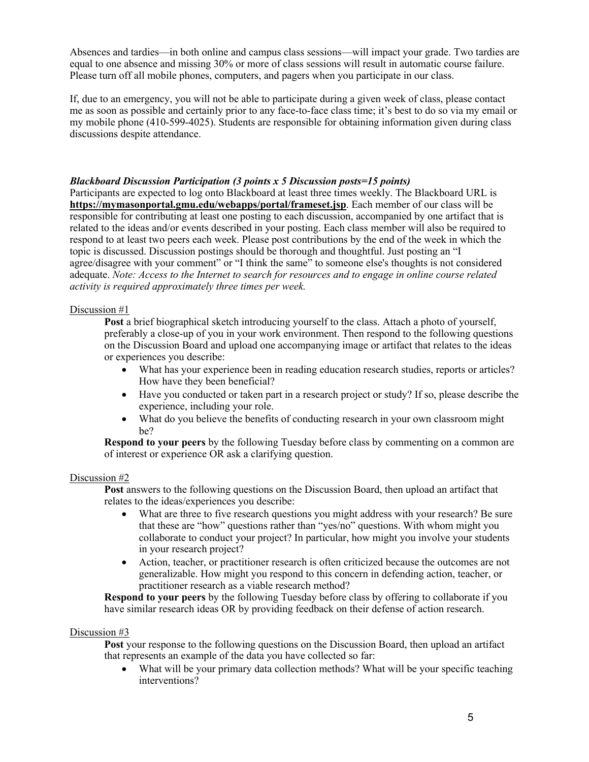Absences and tardies—in both online and campus class sessions—will impact your grade. Two tardies are equal to one absence and missing 30% or more of class sessions will result in automatic course failure. Please turn off all mobile phones, computers, and pagers when you participate in our class.

If, due to an emergency, you will not be able to participate during a given week of class, please contact me as soon as possible and certainly prior to any face-to-face class time; it's best to do so via my email or my mobile phone (410-599-4025). Students are responsible for obtaining information given during class discussions despite attendance.

***Blackboard Discussion Participation (3 points x 5 Discussion posts=15 points)***

Participants are expected to log onto Blackboard at least three times weekly. The Blackboard URL is **https://mymasonportal.gmu.edu/webapps/portal/frameset.jsp**. Each member of our class will be responsible for contributing at least one posting to each discussion, accompanied by one artifact that is related to the ideas and/or events described in your posting. Each class member will also be required to respond to at least two peers each week. Please post contributions by the end of the week in which the topic is discussed. Discussion postings should be thorough and thoughtful. Just posting an "I agree/disagree with your comment" or "I think the same" to someone else's thoughts is not considered adequate. *Note: Access to the Internet to search for resources and to engage in online course related activity is required approximately three times per week.*

Discussion #1

**Post** a brief biographical sketch introducing yourself to the class. Attach a photo of yourself, preferably a close-up of you in your work environment. Then respond to the following questions on the Discussion Board and upload one accompanying image or artifact that relates to the ideas or experiences you describe:

- What has your experience been in reading education research studies, reports or articles? How have they been beneficial?
- Have you conducted or taken part in a research project or study? If so, please describe the experience, including your role.
- What do you believe the benefits of conducting research in your own classroom might be?

**Respond to your peers** by the following Tuesday before class by commenting on a common are of interest or experience OR ask a clarifying question.

Discussion #2

**Post** answers to the following questions on the Discussion Board, then upload an artifact that relates to the ideas/experiences you describe:

- What are three to five research questions you might address with your research? Be sure that these are "how" questions rather than "yes/no" questions. With whom might you collaborate to conduct your project? In particular, how might you involve your students in your research project?
- Action, teacher, or practitioner research is often criticized because the outcomes are not generalizable. How might you respond to this concern in defending action, teacher, or practitioner research as a viable research method?

**Respond to your peers** by the following Tuesday before class by offering to collaborate if you have similar research ideas OR by providing feedback on their defense of action research.

Discussion #3

**Post** your response to the following questions on the Discussion Board, then upload an artifact that represents an example of the data you have collected so far:

- What will be your primary data collection methods? What will be your specific teaching interventions?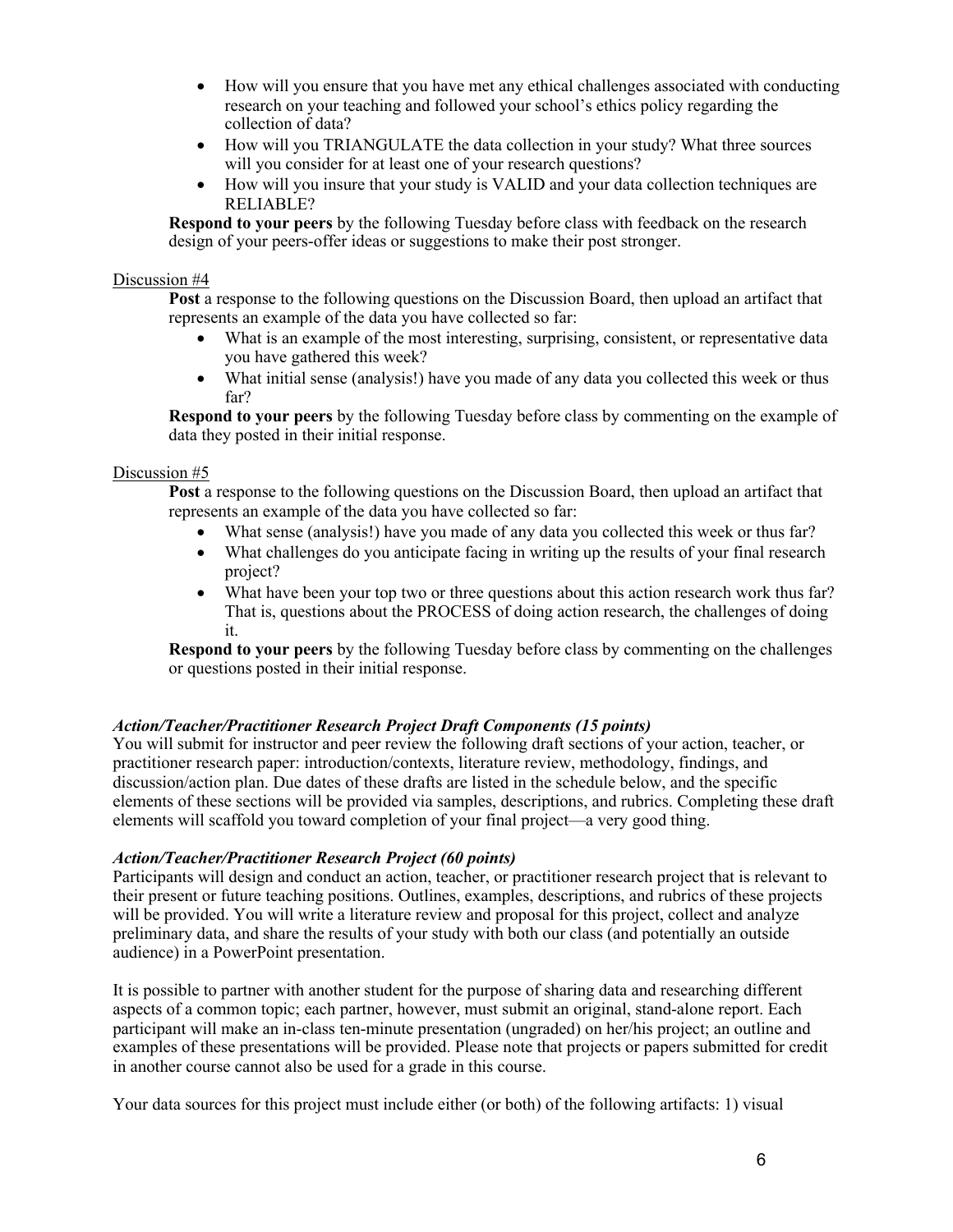- How will you ensure that you have met any ethical challenges associated with conducting research on your teaching and followed your school's ethics policy regarding the collection of data?
- How will you TRIANGULATE the data collection in your study? What three sources will you consider for at least one of your research questions?
- How will you insure that your study is VALID and your data collection techniques are RELIABLE?

**Respond to your peers** by the following Tuesday before class with feedback on the research design of your peers-offer ideas or suggestions to make their post stronger.

Discussion #4

**Post** a response to the following questions on the Discussion Board, then upload an artifact that represents an example of the data you have collected so far:

- What is an example of the most interesting, surprising, consistent, or representative data you have gathered this week?
- What initial sense (analysis!) have you made of any data you collected this week or thus far?

**Respond to your peers** by the following Tuesday before class by commenting on the example of data they posted in their initial response.

Discussion #5

**Post** a response to the following questions on the Discussion Board, then upload an artifact that represents an example of the data you have collected so far:

- What sense (analysis!) have you made of any data you collected this week or thus far?
- What challenges do you anticipate facing in writing up the results of your final research project?
- What have been your top two or three questions about this action research work thus far? That is, questions about the PROCESS of doing action research, the challenges of doing it.

**Respond to your peers** by the following Tuesday before class by commenting on the challenges or questions posted in their initial response.

***Action/Teacher/Practitioner Research Project Draft Components (15 points)***

You will submit for instructor and peer review the following draft sections of your action, teacher, or practitioner research paper: introduction/contexts, literature review, methodology, findings, and discussion/action plan. Due dates of these drafts are listed in the schedule below, and the specific elements of these sections will be provided via samples, descriptions, and rubrics. Completing these draft elements will scaffold you toward completion of your final project—a very good thing.

***Action/Teacher/Practitioner Research Project (60 points)***

Participants will design and conduct an action, teacher, or practitioner research project that is relevant to their present or future teaching positions. Outlines, examples, descriptions, and rubrics of these projects will be provided. You will write a literature review and proposal for this project, collect and analyze preliminary data, and share the results of your study with both our class (and potentially an outside audience) in a PowerPoint presentation.

It is possible to partner with another student for the purpose of sharing data and researching different aspects of a common topic; each partner, however, must submit an original, stand-alone report. Each participant will make an in-class ten-minute presentation (ungraded) on her/his project; an outline and examples of these presentations will be provided. Please note that projects or papers submitted for credit in another course cannot also be used for a grade in this course.

Your data sources for this project must include either (or both) of the following artifacts: 1) visual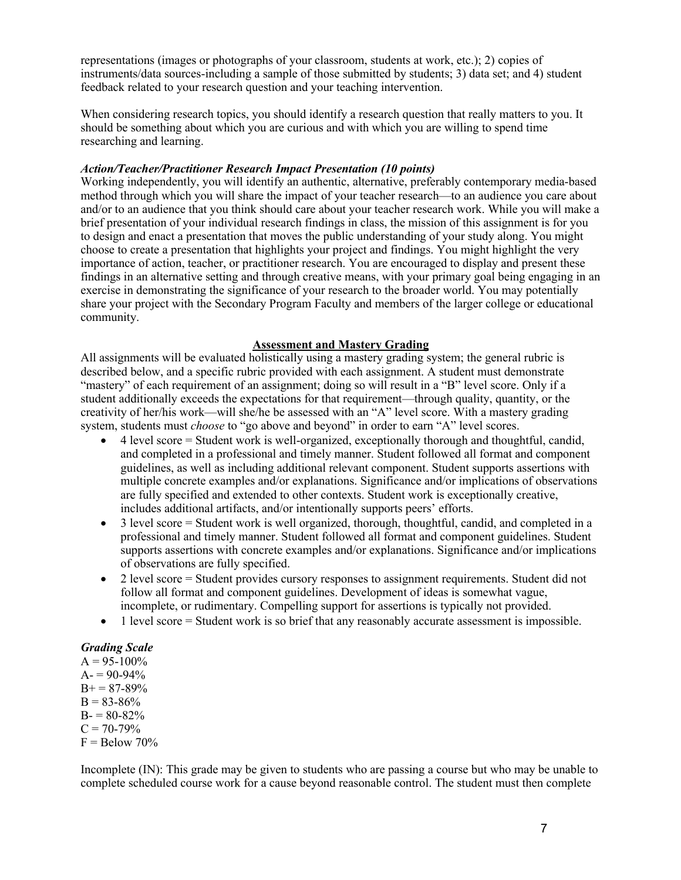representations (images or photographs of your classroom, students at work, etc.); 2) copies of instruments/data sources-including a sample of those submitted by students; 3) data set; and 4) student feedback related to your research question and your teaching intervention.

When considering research topics, you should identify a research question that really matters to you. It should be something about which you are curious and with which you are willing to spend time researching and learning.

***Action/Teacher/Practitioner Research Impact Presentation (10 points)***

Working independently, you will identify an authentic, alternative, preferably contemporary media-based method through which you will share the impact of your teacher research—to an audience you care about and/or to an audience that you think should care about your teacher research work. While you will make a brief presentation of your individual research findings in class, the mission of this assignment is for you to design and enact a presentation that moves the public understanding of your study along. You might choose to create a presentation that highlights your project and findings. You might highlight the very importance of action, teacher, or practitioner research. You are encouraged to display and present these findings in an alternative setting and through creative means, with your primary goal being engaging in an exercise in demonstrating the significance of your research to the broader world. You may potentially share your project with the Secondary Program Faculty and members of the larger college or educational community.

## Assessment and Mastery Grading

All assignments will be evaluated holistically using a mastery grading system; the general rubric is described below, and a specific rubric provided with each assignment. A student must demonstrate "mastery" of each requirement of an assignment; doing so will result in a "B" level score. Only if a student additionally exceeds the expectations for that requirement—through quality, quantity, or the creativity of her/his work—will she/he be assessed with an "A" level score. With a mastery grading system, students must *choose* to "go above and beyond" in order to earn "A" level scores.

- 4 level score = Student work is well-organized, exceptionally thorough and thoughtful, candid, and completed in a professional and timely manner. Student followed all format and component guidelines, as well as including additional relevant component. Student supports assertions with multiple concrete examples and/or explanations. Significance and/or implications of observations are fully specified and extended to other contexts. Student work is exceptionally creative, includes additional artifacts, and/or intentionally supports peers' efforts.
- 3 level score = Student work is well organized, thorough, thoughtful, candid, and completed in a professional and timely manner. Student followed all format and component guidelines. Student supports assertions with concrete examples and/or explanations. Significance and/or implications of observations are fully specified.
- 2 level score = Student provides cursory responses to assignment requirements. Student did not follow all format and component guidelines. Development of ideas is somewhat vague, incomplete, or rudimentary. Compelling support for assertions is typically not provided.
- 1 level score = Student work is so brief that any reasonably accurate assessment is impossible.

***Grading Scale***

A = 95-100%
A- = 90-94%
B+ = 87-89%
B = 83-86%
B- = 80-82%
C = 70-79%
F = Below 70%

Incomplete (IN): This grade may be given to students who are passing a course but who may be unable to complete scheduled course work for a cause beyond reasonable control. The student must then complete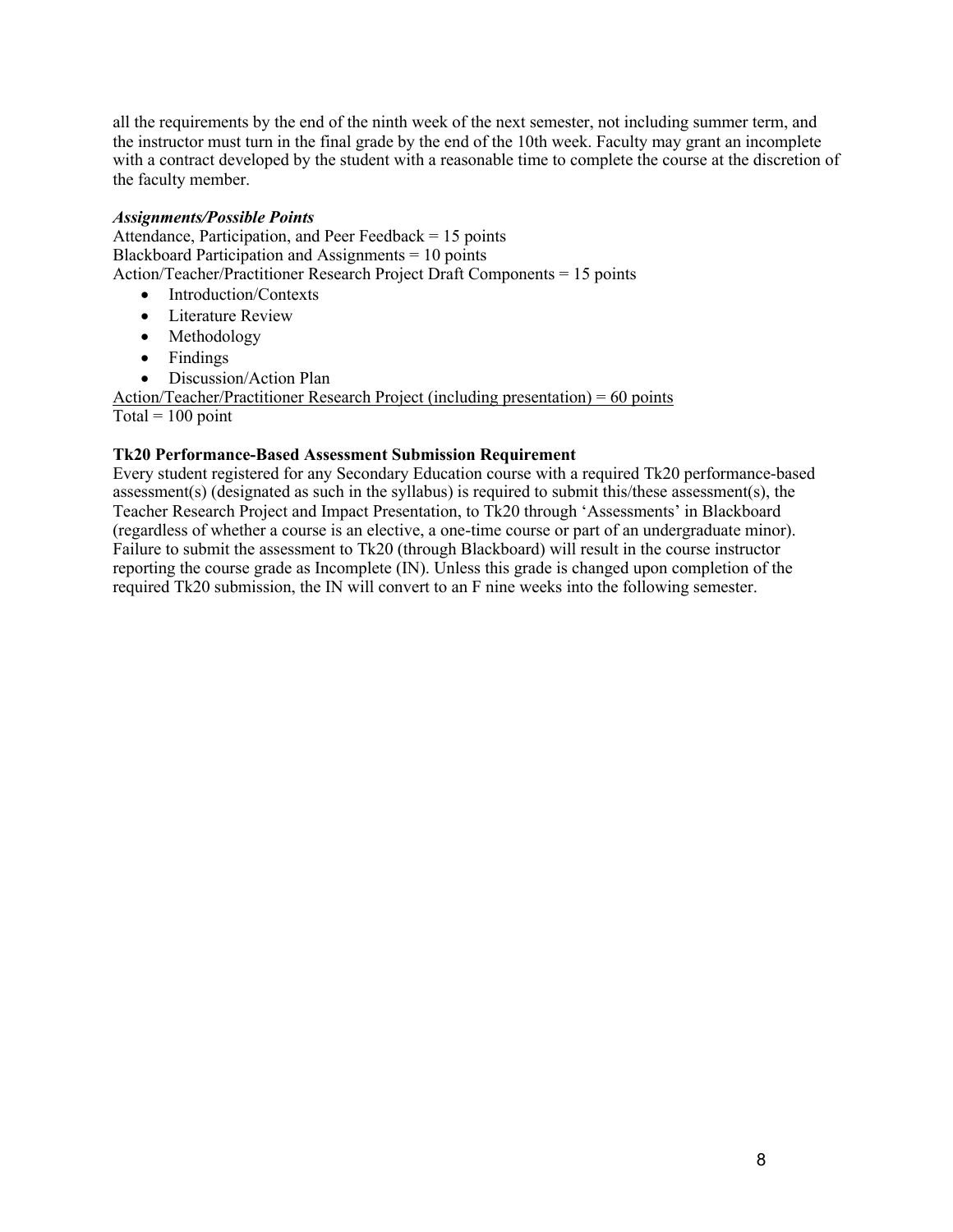all the requirements by the end of the ninth week of the next semester, not including summer term, and the instructor must turn in the final grade by the end of the 10th week. Faculty may grant an incomplete with a contract developed by the student with a reasonable time to complete the course at the discretion of the faculty member.

***Assignments/Possible Points***

Attendance, Participation, and Peer Feedback = 15 points
Blackboard Participation and Assignments = 10 points
Action/Teacher/Practitioner Research Project Draft Components = 15 points

- Introduction/Contexts
- Literature Review
- Methodology
- Findings
- Discussion/Action Plan

<u>Action/Teacher/Practitioner Research Project (including presentation) = 60 points</u>
Total = 100 point

**Tk20 Performance-Based Assessment Submission Requirement**

Every student registered for any Secondary Education course with a required Tk20 performance-based assessment(s) (designated as such in the syllabus) is required to submit this/these assessment(s), the Teacher Research Project and Impact Presentation, to Tk20 through 'Assessments' in Blackboard (regardless of whether a course is an elective, a one-time course or part of an undergraduate minor). Failure to submit the assessment to Tk20 (through Blackboard) will result in the course instructor reporting the course grade as Incomplete (IN). Unless this grade is changed upon completion of the required Tk20 submission, the IN will convert to an F nine weeks into the following semester.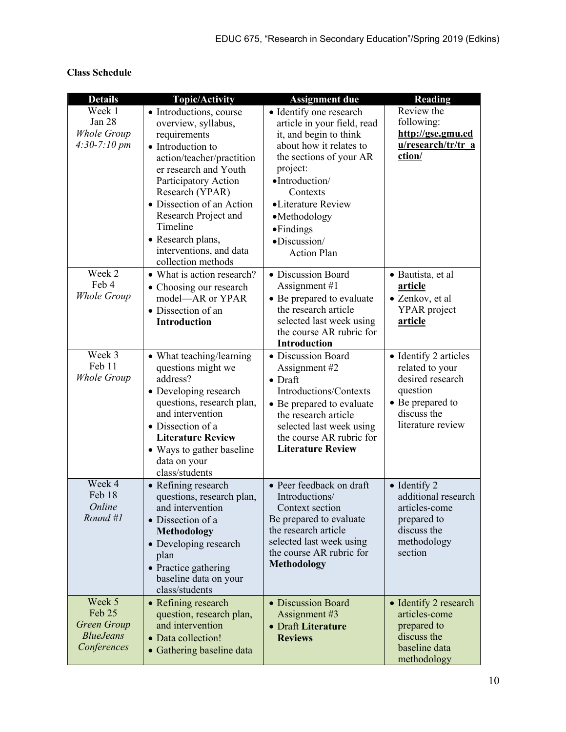**Class Schedule**

| Details | Topic/Activity | Assignment due | Reading |
|---|---|---|---|
| Week 1<br>Jan 28<br>*Whole Group*<br>*4:30-7:10 pm* | • Introductions, course overview, syllabus, requirements<br>• Introduction to action/teacher/practitioner research and Youth Participatory Action Research (YPAR)<br>• Dissection of an Action Research Project and Timeline<br>• Research plans, interventions, and data collection methods | • Identify one research article in your field, read it, and begin to think about how it relates to the sections of your AR project:<br>•Introduction/ Contexts<br>•Literature Review<br>•Methodology<br>•Findings<br>•Discussion/ Action Plan | Review the following: **http://gse.gmu.edu/research/tr/tr_action/** |
| Week 2<br>Feb 4<br>*Whole Group* | • What is action research?<br>• Choosing our research model—AR or YPAR<br>• Dissection of an **Introduction** | • Discussion Board Assignment #1<br>• Be prepared to evaluate the research article selected last week using the course AR rubric for **Introduction** | • Bautista, et al **article**<br>• Zenkov, et al YPAR project **article** |
| Week 3<br>Feb 11<br>*Whole Group* | • What teaching/learning questions might we address?<br>• Developing research questions, research plan, and intervention<br>• Dissection of a **Literature Review**<br>• Ways to gather baseline data on your class/students | • Discussion Board Assignment #2<br>• Draft Introductions/Contexts<br>• Be prepared to evaluate the research article selected last week using the course AR rubric for **Literature Review** | • Identify 2 articles related to your desired research question<br>• Be prepared to discuss the literature review |
| Week 4<br>Feb 18<br>*Online*<br>*Round #1* | • Refining research questions, research plan, and intervention<br>• Dissection of a **Methodology**<br>• Developing research plan<br>• Practice gathering baseline data on your class/students | • Peer feedback on draft Introductions/ Context section<br>Be prepared to evaluate the research article selected last week using the course AR rubric for **Methodology** | • Identify 2 additional research articles-come prepared to discuss the methodology section |
| Week 5<br>Feb 25<br>*Green Group*<br>*BlueJeans Conferences* | • Refining research question, research plan, and intervention<br>• Data collection!<br>• Gathering baseline data | • Discussion Board Assignment #3<br>• Draft **Literature Reviews** | • Identify 2 research articles-come prepared to discuss the baseline data methodology |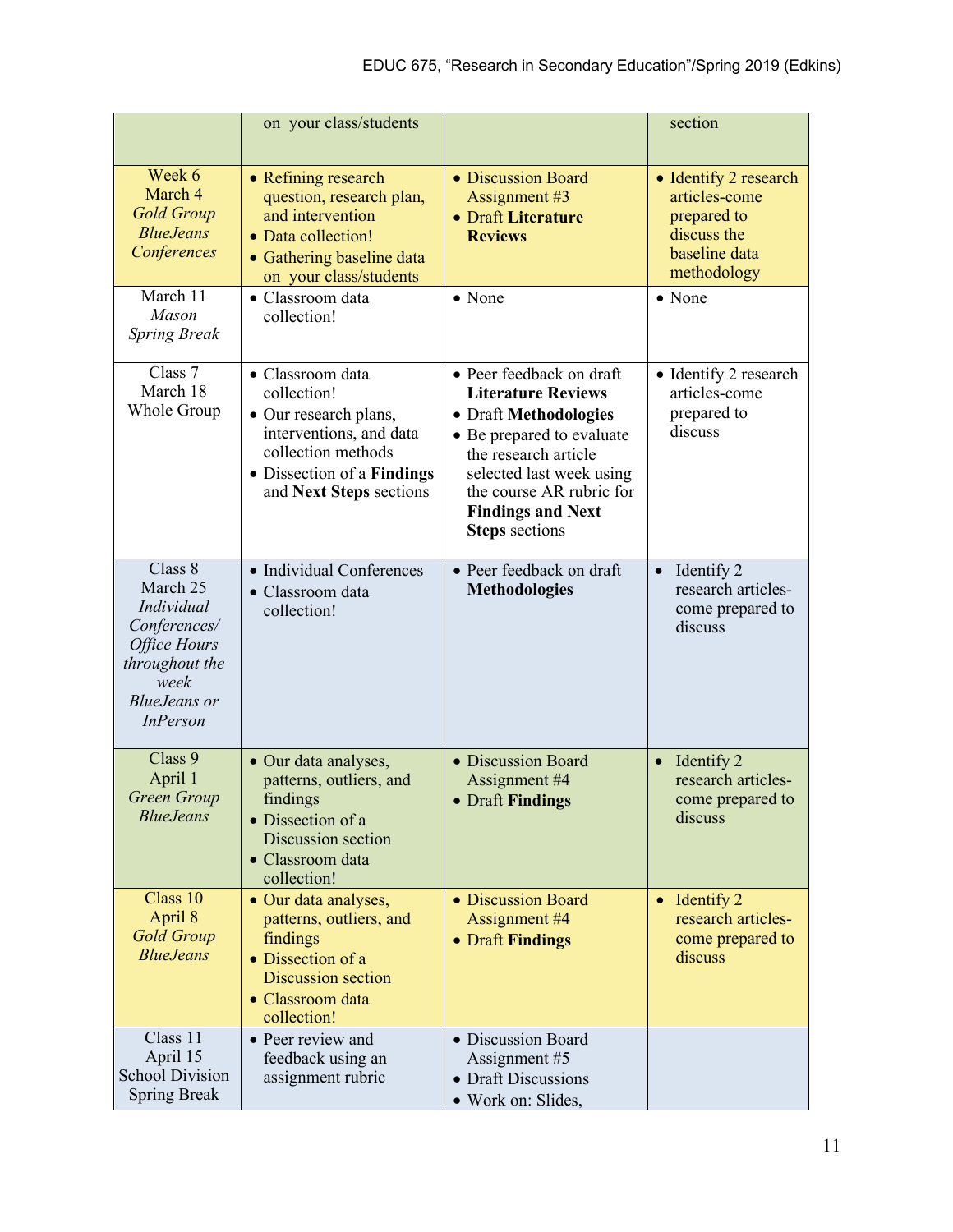| | | | |
|---|---|---|---|
| | on your class/students | | section |
| Week 6<br>March 4<br>*Gold Group*<br>*BlueJeans*<br>*Conferences* | • Refining research question, research plan, and intervention<br>• Data collection!<br>• Gathering baseline data on your class/students | • Discussion Board Assignment #3<br>• Draft **Literature Reviews** | • Identify 2 research articles-come prepared to discuss the baseline data methodology |
| March 11<br>*Mason*<br>*Spring Break* | • Classroom data collection! | • None | • None |
| Class 7<br>March 18<br>Whole Group | • Classroom data collection!<br>• Our research plans, interventions, and data collection methods<br>• Dissection of a **Findings** and **Next Steps** sections | • Peer feedback on draft **Literature Reviews**<br>• Draft **Methodologies**<br>• Be prepared to evaluate the research article selected last week using the course AR rubric for **Findings and Next Steps** sections | • Identify 2 research articles-come prepared to discuss |
| Class 8<br>March 25<br>*Individual Conferences/ Office Hours throughout the week*<br>*BlueJeans or InPerson* | • Individual Conferences<br>• Classroom data collection! | • Peer feedback on draft **Methodologies** | • Identify 2 research articles-come prepared to discuss |
| Class 9<br>April 1<br>*Green Group*<br>*BlueJeans* | • Our data analyses, patterns, outliers, and findings<br>• Dissection of a Discussion section<br>• Classroom data collection! | • Discussion Board Assignment #4<br>• Draft **Findings** | • Identify 2 research articles-come prepared to discuss |
| Class 10<br>April 8<br>*Gold Group*<br>*BlueJeans* | • Our data analyses, patterns, outliers, and findings<br>• Dissection of a Discussion section<br>• Classroom data collection! | • Discussion Board Assignment #4<br>• Draft **Findings** | • Identify 2 research articles-come prepared to discuss |
| Class 11<br>April 15<br>School Division Spring Break | • Peer review and feedback using an assignment rubric | • Discussion Board Assignment #5<br>• Draft Discussions<br>• Work on: Slides, | |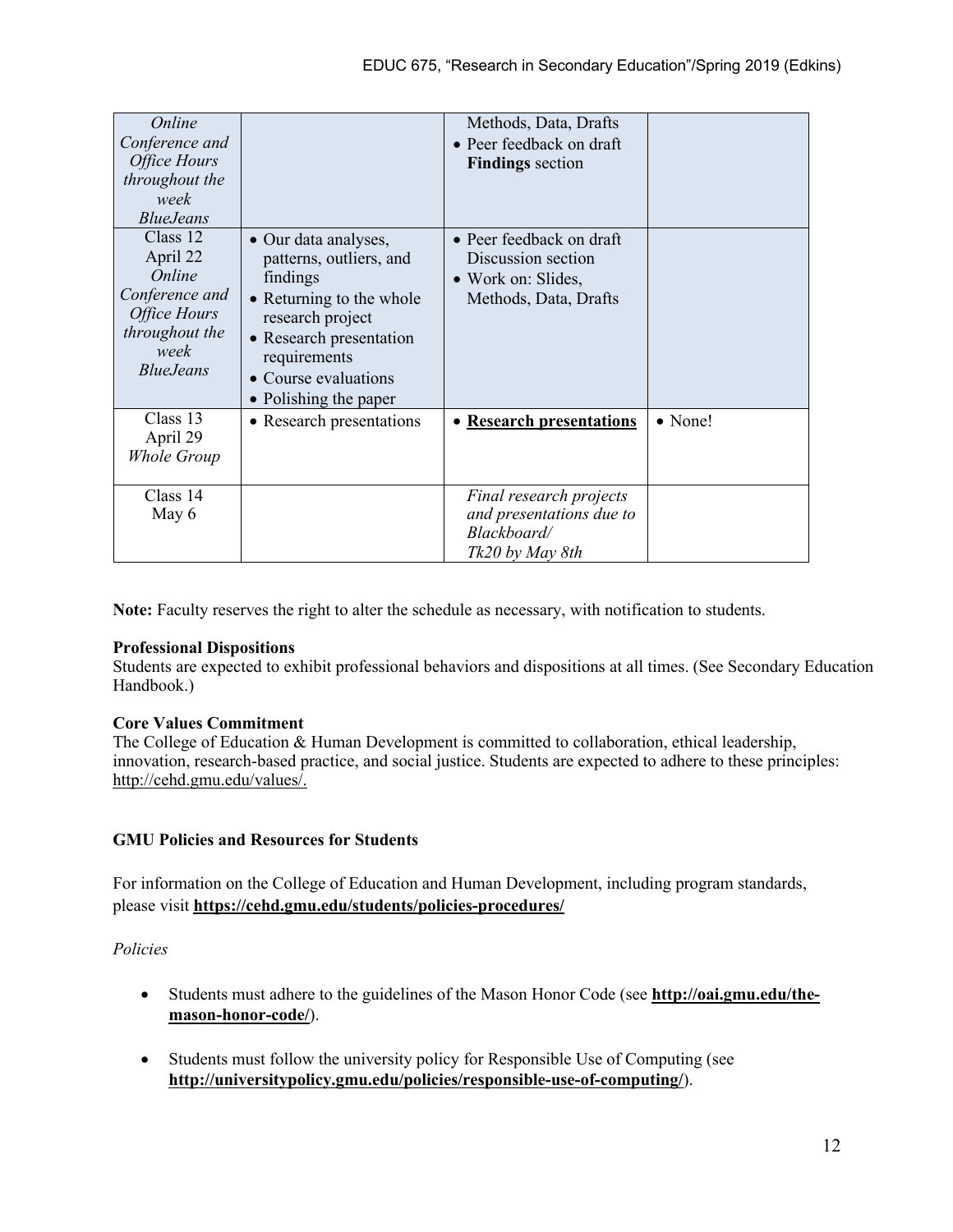| | | | |
|---|---|---|---|
| *Online Conference and Office Hours throughout the week BlueJeans* | | Methods, Data, Drafts<br>• Peer feedback on draft **Findings** section | |
| Class 12<br>April 22<br>*Online Conference and Office Hours throughout the week BlueJeans* | • Our data analyses, patterns, outliers, and findings<br>• Returning to the whole research project<br>• Research presentation requirements<br>• Course evaluations<br>• Polishing the paper | • Peer feedback on draft Discussion section<br>• Work on: Slides, Methods, Data, Drafts | |
| Class 13<br>April 29<br>*Whole Group* | • Research presentations | • **Research presentations** | • None! |
| Class 14<br>May 6 | | *Final research projects and presentations due to Blackboard/ Tk20 by May 8th* | |

**Note:** Faculty reserves the right to alter the schedule as necessary, with notification to students.

**Professional Dispositions**
Students are expected to exhibit professional behaviors and dispositions at all times. (See Secondary Education Handbook.)

**Core Values Commitment**
The College of Education & Human Development is committed to collaboration, ethical leadership, innovation, research-based practice, and social justice. Students are expected to adhere to these principles: http://cehd.gmu.edu/values/.

**GMU Policies and Resources for Students**

For information on the College of Education and Human Development, including program standards, please visit **https://cehd.gmu.edu/students/policies-procedures/**

*Policies*

- Students must adhere to the guidelines of the Mason Honor Code (see **http://oai.gmu.edu/the-mason-honor-code/**).

- Students must follow the university policy for Responsible Use of Computing (see **http://universitypolicy.gmu.edu/policies/responsible-use-of-computing/**).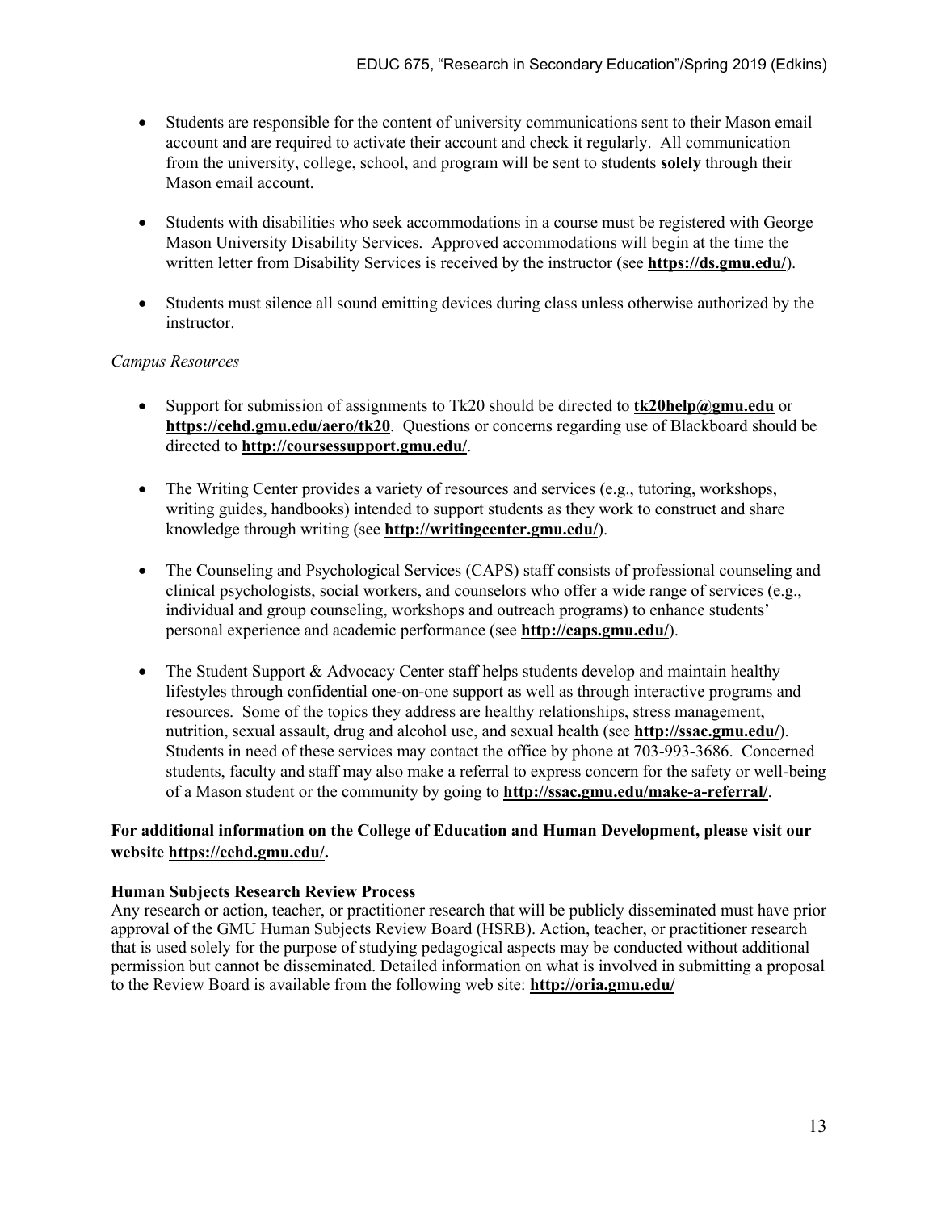- Students are responsible for the content of university communications sent to their Mason email account and are required to activate their account and check it regularly. All communication from the university, college, school, and program will be sent to students **solely** through their Mason email account.

- Students with disabilities who seek accommodations in a course must be registered with George Mason University Disability Services. Approved accommodations will begin at the time the written letter from Disability Services is received by the instructor (see **https://ds.gmu.edu/**).

- Students must silence all sound emitting devices during class unless otherwise authorized by the instructor.

*Campus Resources*

- Support for submission of assignments to Tk20 should be directed to **tk20help@gmu.edu** or **https://cehd.gmu.edu/aero/tk20**. Questions or concerns regarding use of Blackboard should be directed to **http://coursessupport.gmu.edu/**.

- The Writing Center provides a variety of resources and services (e.g., tutoring, workshops, writing guides, handbooks) intended to support students as they work to construct and share knowledge through writing (see **http://writingcenter.gmu.edu/**).

- The Counseling and Psychological Services (CAPS) staff consists of professional counseling and clinical psychologists, social workers, and counselors who offer a wide range of services (e.g., individual and group counseling, workshops and outreach programs) to enhance students' personal experience and academic performance (see **http://caps.gmu.edu/**).

- The Student Support & Advocacy Center staff helps students develop and maintain healthy lifestyles through confidential one-on-one support as well as through interactive programs and resources. Some of the topics they address are healthy relationships, stress management, nutrition, sexual assault, drug and alcohol use, and sexual health (see **http://ssac.gmu.edu/**). Students in need of these services may contact the office by phone at 703-993-3686. Concerned students, faculty and staff may also make a referral to express concern for the safety or well-being of a Mason student or the community by going to **http://ssac.gmu.edu/make-a-referral/**.

**For additional information on the College of Education and Human Development, please visit our website https://cehd.gmu.edu/.**

**Human Subjects Research Review Process**

Any research or action, teacher, or practitioner research that will be publicly disseminated must have prior approval of the GMU Human Subjects Review Board (HSRB). Action, teacher, or practitioner research that is used solely for the purpose of studying pedagogical aspects may be conducted without additional permission but cannot be disseminated. Detailed information on what is involved in submitting a proposal to the Review Board is available from the following web site: **http://oria.gmu.edu/**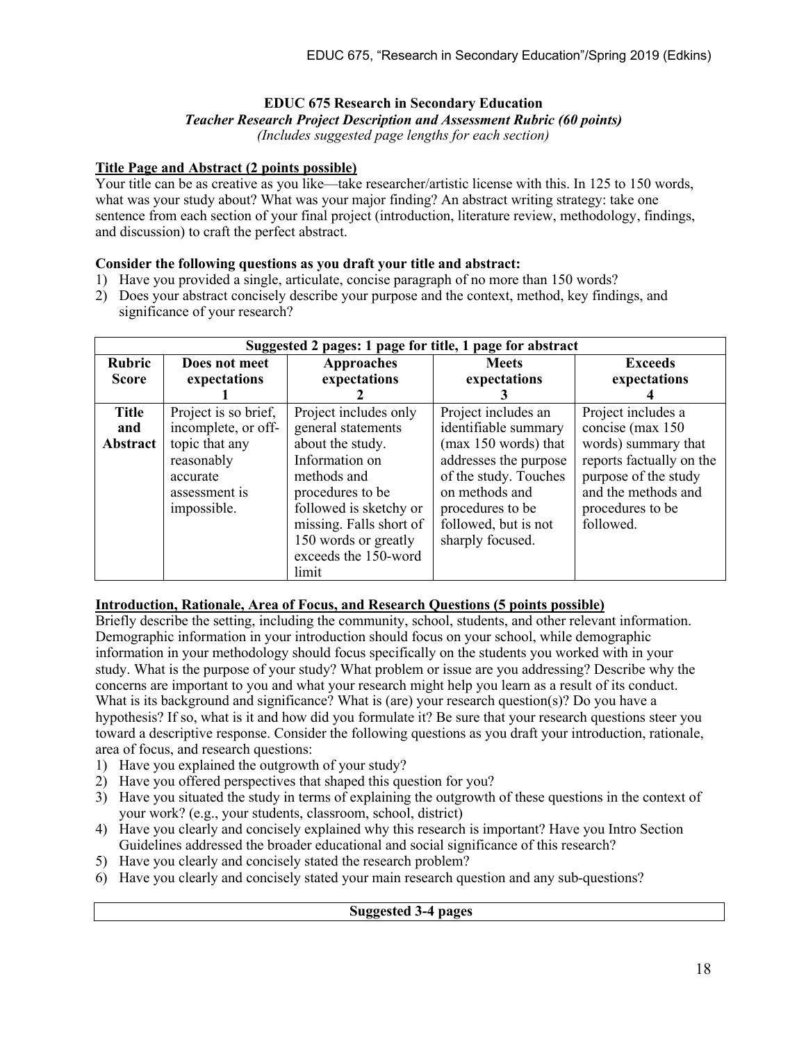**EDUC 675 Research in Secondary Education**
***Teacher Research Project Description and Assessment Rubric (60 points)***
*(Includes suggested page lengths for each section)*

**Title Page and Abstract (2 points possible)**

Your title can be as creative as you like—take researcher/artistic license with this. In 125 to 150 words, what was your study about? What was your major finding? An abstract writing strategy: take one sentence from each section of your final project (introduction, literature review, methodology, findings, and discussion) to craft the perfect abstract.

**Consider the following questions as you draft your title and abstract:**

1) Have you provided a single, articulate, concise paragraph of no more than 150 words?
2) Does your abstract concisely describe your purpose and the context, method, key findings, and significance of your research?

| Suggested 2 pages: 1 page for title, 1 page for abstract | | | | |
|---|---|---|---|---|
| **Rubric Score** | **Does not meet expectations 1** | **Approaches expectations 2** | **Meets expectations 3** | **Exceeds expectations 4** |
| **Title and Abstract** | Project is so brief, incomplete, or off-topic that any reasonably accurate assessment is impossible. | Project includes only general statements about the study. Information on methods and procedures to be followed is sketchy or missing. Falls short of 150 words or greatly exceeds the 150-word limit | Project includes an identifiable summary (max 150 words) that addresses the purpose of the study. Touches on methods and procedures to be followed, but is not sharply focused. | Project includes a concise (max 150 words) summary that reports factually on the purpose of the study and the methods and procedures to be followed. |

**Introduction, Rationale, Area of Focus, and Research Questions (5 points possible)**

Briefly describe the setting, including the community, school, students, and other relevant information. Demographic information in your introduction should focus on your school, while demographic information in your methodology should focus specifically on the students you worked with in your study. What is the purpose of your study? What problem or issue are you addressing? Describe why the concerns are important to you and what your research might help you learn as a result of its conduct. What is its background and significance? What is (are) your research question(s)? Do you have a hypothesis? If so, what is it and how did you formulate it? Be sure that your research questions steer you toward a descriptive response. Consider the following questions as you draft your introduction, rationale, area of focus, and research questions:

1) Have you explained the outgrowth of your study?
2) Have you offered perspectives that shaped this question for you?
3) Have you situated the study in terms of explaining the outgrowth of these questions in the context of your work? (e.g., your students, classroom, school, district)
4) Have you clearly and concisely explained why this research is important? Have you Intro Section Guidelines addressed the broader educational and social significance of this research?
5) Have you clearly and concisely stated the research problem?
6) Have you clearly and concisely stated your main research question and any sub-questions?

| Suggested 3-4 pages |
|---|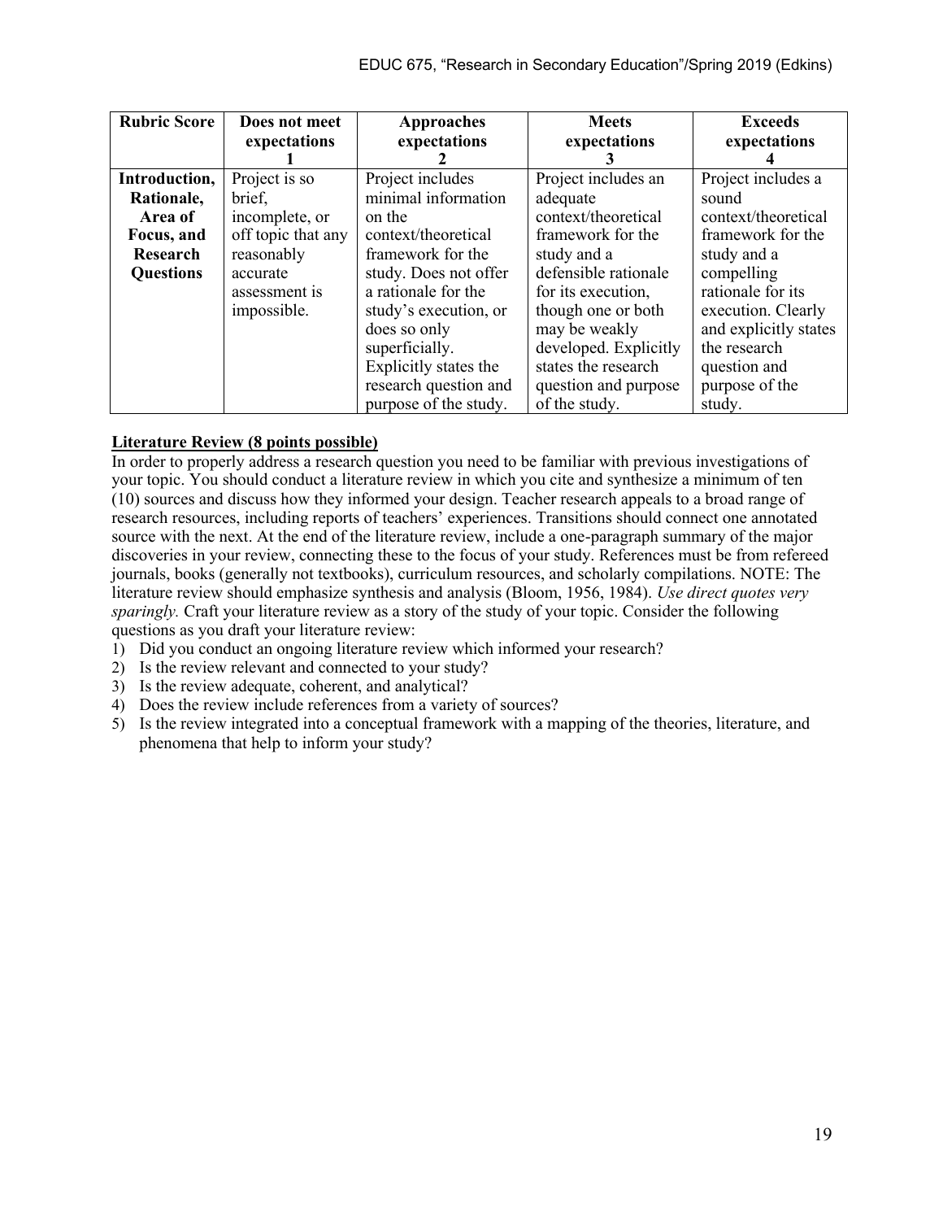| Rubric Score | Does not meet expectations 1 | Approaches expectations 2 | Meets expectations 3 | Exceeds expectations 4 |
|---|---|---|---|---|
| **Introduction, Rationale, Area of Focus, and Research Questions** | Project is so brief, incomplete, or off topic that any reasonably accurate assessment is impossible. | Project includes minimal information on the context/theoretical framework for the study. Does not offer a rationale for the study's execution, or does so only superficially. Explicitly states the research question and purpose of the study. | Project includes an adequate context/theoretical framework for the study and a defensible rationale for its execution, though one or both may be weakly developed. Explicitly states the research question and purpose of the study. | Project includes a sound context/theoretical framework for the study and a compelling rationale for its execution. Clearly and explicitly states the research question and purpose of the study. |

**<u>Literature Review (8 points possible)</u>**

In order to properly address a research question you need to be familiar with previous investigations of your topic. You should conduct a literature review in which you cite and synthesize a minimum of ten (10) sources and discuss how they informed your design. Teacher research appeals to a broad range of research resources, including reports of teachers' experiences. Transitions should connect one annotated source with the next. At the end of the literature review, include a one-paragraph summary of the major discoveries in your review, connecting these to the focus of your study. References must be from refereed journals, books (generally not textbooks), curriculum resources, and scholarly compilations. NOTE: The literature review should emphasize synthesis and analysis (Bloom, 1956, 1984). *Use direct quotes very sparingly.* Craft your literature review as a story of the study of your topic. Consider the following questions as you draft your literature review:

1) Did you conduct an ongoing literature review which informed your research?
2) Is the review relevant and connected to your study?
3) Is the review adequate, coherent, and analytical?
4) Does the review include references from a variety of sources?
5) Is the review integrated into a conceptual framework with a mapping of the theories, literature, and phenomena that help to inform your study?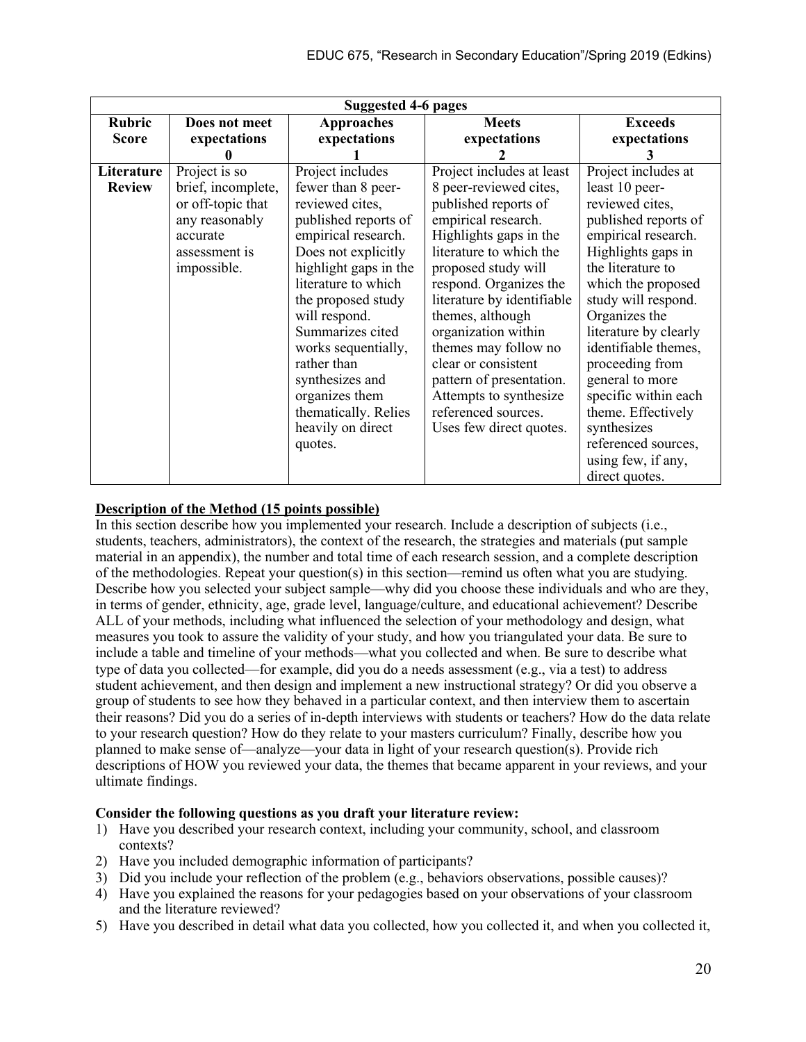| Suggested 4-6 pages | | | | |
|---|---|---|---|---|
| **Rubric Score** | **Does not meet expectations 0** | **Approaches expectations 1** | **Meets expectations 2** | **Exceeds expectations 3** |
| **Literature Review** | Project is so brief, incomplete, or off-topic that any reasonably accurate assessment is impossible. | Project includes fewer than 8 peer-reviewed cites, published reports of empirical research. Does not explicitly highlight gaps in the literature to which the proposed study will respond. Summarizes cited works sequentially, rather than synthesizes and organizes them thematically. Relies heavily on direct quotes. | Project includes at least 8 peer-reviewed cites, published reports of empirical research. Highlights gaps in the literature to which the proposed study will respond. Organizes the literature by identifiable themes, although organization within themes may follow no clear or consistent pattern of presentation. Attempts to synthesize referenced sources. Uses few direct quotes. | Project includes at least 10 peer-reviewed cites, published reports of empirical research. Highlights gaps in the literature to which the proposed study will respond. Organizes the literature by clearly identifiable themes, proceeding from general to more specific within each theme. Effectively synthesizes referenced sources, using few, if any, direct quotes. |

**Description of the Method (15 points possible)**

In this section describe how you implemented your research. Include a description of subjects (i.e., students, teachers, administrators), the context of the research, the strategies and materials (put sample material in an appendix), the number and total time of each research session, and a complete description of the methodologies. Repeat your question(s) in this section—remind us often what you are studying. Describe how you selected your subject sample—why did you choose these individuals and who are they, in terms of gender, ethnicity, age, grade level, language/culture, and educational achievement? Describe ALL of your methods, including what influenced the selection of your methodology and design, what measures you took to assure the validity of your study, and how you triangulated your data. Be sure to include a table and timeline of your methods—what you collected and when. Be sure to describe what type of data you collected—for example, did you do a needs assessment (e.g., via a test) to address student achievement, and then design and implement a new instructional strategy? Or did you observe a group of students to see how they behaved in a particular context, and then interview them to ascertain their reasons? Did you do a series of in-depth interviews with students or teachers? How do the data relate to your research question? How do they relate to your masters curriculum? Finally, describe how you planned to make sense of—analyze—your data in light of your research question(s). Provide rich descriptions of HOW you reviewed your data, the themes that became apparent in your reviews, and your ultimate findings.

**Consider the following questions as you draft your literature review:**

1) Have you described your research context, including your community, school, and classroom contexts?
2) Have you included demographic information of participants?
3) Did you include your reflection of the problem (e.g., behaviors observations, possible causes)?
4) Have you explained the reasons for your pedagogies based on your observations of your classroom and the literature reviewed?
5) Have you described in detail what data you collected, how you collected it, and when you collected it,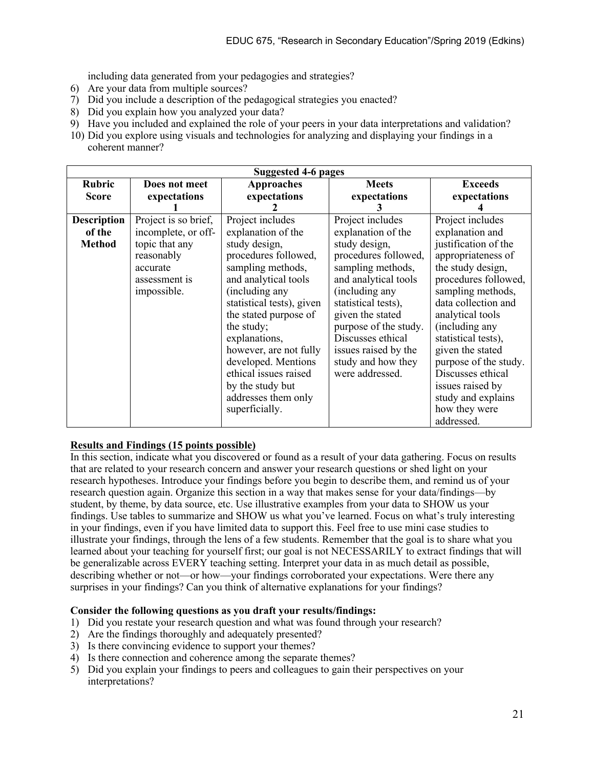including data generated from your pedagogies and strategies?

6) Are your data from multiple sources?
7) Did you include a description of the pedagogical strategies you enacted?
8) Did you explain how you analyzed your data?
9) Have you included and explained the role of your peers in your data interpretations and validation?
10) Did you explore using visuals and technologies for analyzing and displaying your findings in a coherent manner?

| Suggested 4-6 pages | | | | |
|---|---|---|---|---|
| **Rubric Score** | **Does not meet expectations 1** | **Approaches expectations 2** | **Meets expectations 3** | **Exceeds expectations 4** |
| **Description of the Method** | Project is so brief, incomplete, or off-topic that any reasonably accurate assessment is impossible. | Project includes explanation of the study design, procedures followed, sampling methods, and analytical tools (including any statistical tests), given the stated purpose of the study; explanations, however, are not fully developed. Mentions ethical issues raised by the study but addresses them only superficially. | Project includes explanation of the study design, procedures followed, sampling methods, and analytical tools (including any statistical tests), given the stated purpose of the study. Discusses ethical issues raised by the study and how they were addressed. | Project includes explanation and justification of the appropriateness of the study design, procedures followed, sampling methods, data collection and analytical tools (including any statistical tests), given the stated purpose of the study. Discusses ethical issues raised by study and explains how they were addressed. |

**Results and Findings (15 points possible)**

In this section, indicate what you discovered or found as a result of your data gathering. Focus on results that are related to your research concern and answer your research questions or shed light on your research hypotheses. Introduce your findings before you begin to describe them, and remind us of your research question again. Organize this section in a way that makes sense for your data/findings—by student, by theme, by data source, etc. Use illustrative examples from your data to SHOW us your findings. Use tables to summarize and SHOW us what you've learned. Focus on what's truly interesting in your findings, even if you have limited data to support this. Feel free to use mini case studies to illustrate your findings, through the lens of a few students. Remember that the goal is to share what you learned about your teaching for yourself first; our goal is not NECESSARILY to extract findings that will be generalizable across EVERY teaching setting. Interpret your data in as much detail as possible, describing whether or not—or how—your findings corroborated your expectations. Were there any surprises in your findings? Can you think of alternative explanations for your findings?

**Consider the following questions as you draft your results/findings:**

1) Did you restate your research question and what was found through your research?
2) Are the findings thoroughly and adequately presented?
3) Is there convincing evidence to support your themes?
4) Is there connection and coherence among the separate themes?
5) Did you explain your findings to peers and colleagues to gain their perspectives on your interpretations?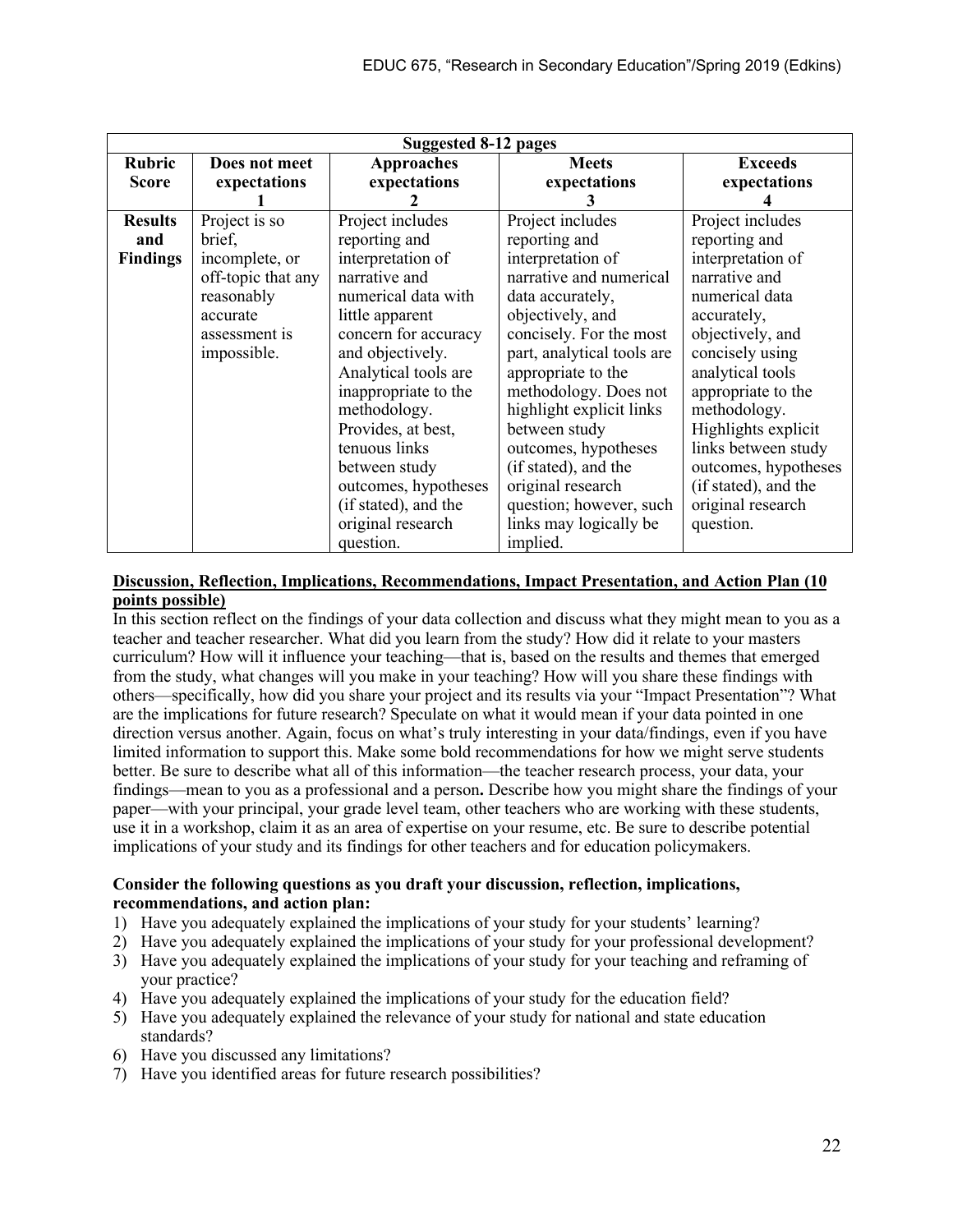| Suggested 8-12 pages | | | | |
|---|---|---|---|---|
| **Rubric Score** | **Does not meet expectations 1** | **Approaches expectations 2** | **Meets expectations 3** | **Exceeds expectations 4** |
| **Results and Findings** | Project is so brief, incomplete, or off-topic that any reasonably accurate assessment is impossible. | Project includes reporting and interpretation of narrative and numerical data with little apparent concern for accuracy and objectively. Analytical tools are inappropriate to the methodology. Provides, at best, tenuous links between study outcomes, hypotheses (if stated), and the original research question. | Project includes reporting and interpretation of narrative and numerical data accurately, objectively, and concisely. For the most part, analytical tools are appropriate to the methodology. Does not highlight explicit links between study outcomes, hypotheses (if stated), and the original research question; however, such links may logically be implied. | Project includes reporting and interpretation of narrative and numerical data accurately, objectively, and concisely using analytical tools appropriate to the methodology. Highlights explicit links between study outcomes, hypotheses (if stated), and the original research question. |

**Discussion, Reflection, Implications, Recommendations, Impact Presentation, and Action Plan (10 points possible)**

In this section reflect on the findings of your data collection and discuss what they might mean to you as a teacher and teacher researcher. What did you learn from the study? How did it relate to your masters curriculum? How will it influence your teaching—that is, based on the results and themes that emerged from the study, what changes will you make in your teaching? How will you share these findings with others—specifically, how did you share your project and its results via your "Impact Presentation"? What are the implications for future research? Speculate on what it would mean if your data pointed in one direction versus another. Again, focus on what's truly interesting in your data/findings, even if you have limited information to support this. Make some bold recommendations for how we might serve students better. Be sure to describe what all of this information—the teacher research process, your data, your findings—mean to you as a professional and a person**.** Describe how you might share the findings of your paper—with your principal, your grade level team, other teachers who are working with these students, use it in a workshop, claim it as an area of expertise on your resume, etc. Be sure to describe potential implications of your study and its findings for other teachers and for education policymakers.

**Consider the following questions as you draft your discussion, reflection, implications, recommendations, and action plan:**

1) Have you adequately explained the implications of your study for your students' learning?
2) Have you adequately explained the implications of your study for your professional development?
3) Have you adequately explained the implications of your study for your teaching and reframing of your practice?
4) Have you adequately explained the implications of your study for the education field?
5) Have you adequately explained the relevance of your study for national and state education standards?
6) Have you discussed any limitations?
7) Have you identified areas for future research possibilities?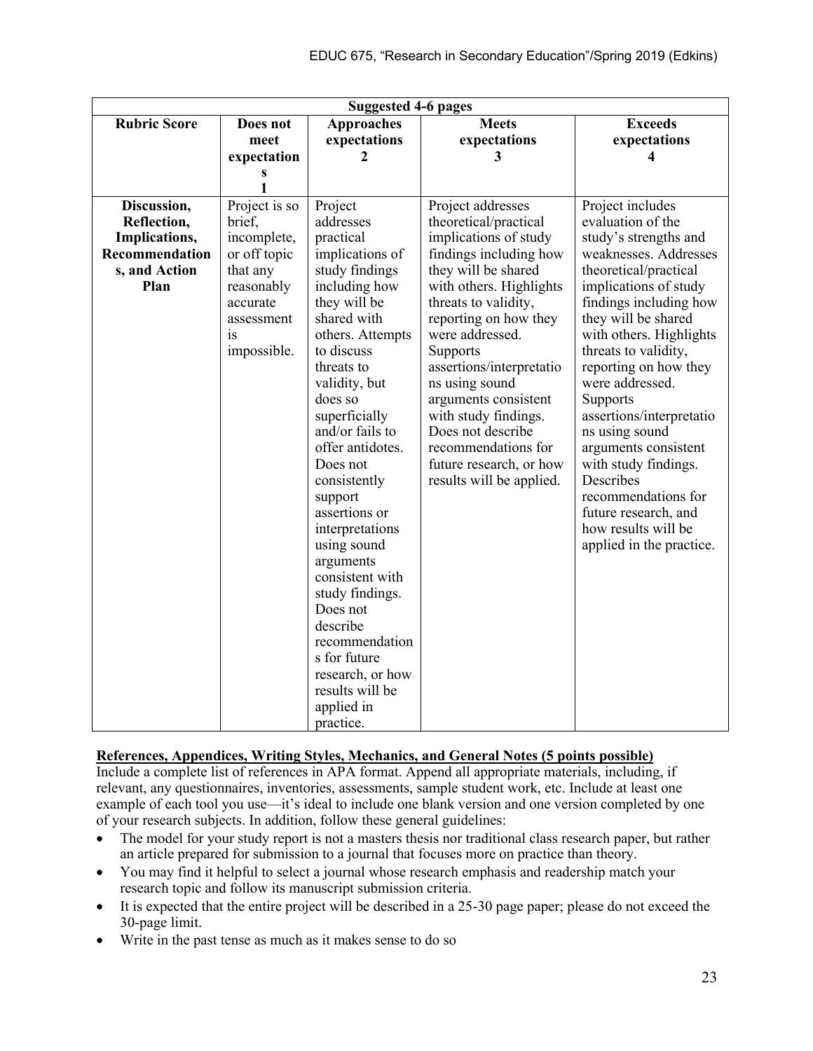| Suggested 4-6 pages | | | | |
|---|---|---|---|---|
| **Rubric Score** | **Does not meet expectations 1** | **Approaches expectations 2** | **Meets expectations 3** | **Exceeds expectations 4** |
| **Discussion, Reflection, Implications, Recommendations, and Action Plan** | Project is so brief, incomplete, or off topic that any reasonably accurate assessment is impossible. | Project addresses practical implications of study findings including how they will be shared with others. Attempts to discuss threats to validity, but does so superficially and/or fails to offer antidotes. Does not consistently support assertions or interpretations using sound arguments consistent with study findings. Does not describe recommendations for future research, or how results will be applied in practice. | Project addresses theoretical/practical implications of study findings including how they will be shared with others. Highlights threats to validity, reporting on how they were addressed. Supports assertions/interpretations using sound arguments consistent with study findings. Does not describe recommendations for future research, or how results will be applied. | Project includes evaluation of the study's strengths and weaknesses. Addresses theoretical/practical implications of study findings including how they will be shared with others. Highlights threats to validity, reporting on how they were addressed. Supports assertions/interpretations using sound arguments consistent with study findings. Describes recommendations for future research, and how results will be applied in the practice. |

**References, Appendices, Writing Styles, Mechanics, and General Notes (5 points possible)**

Include a complete list of references in APA format. Append all appropriate materials, including, if relevant, any questionnaires, inventories, assessments, sample student work, etc. Include at least one example of each tool you use—it's ideal to include one blank version and one version completed by one of your research subjects. In addition, follow these general guidelines:

- The model for your study report is not a masters thesis nor traditional class research paper, but rather an article prepared for submission to a journal that focuses more on practice than theory.
- You may find it helpful to select a journal whose research emphasis and readership match your research topic and follow its manuscript submission criteria.
- It is expected that the entire project will be described in a 25-30 page paper; please do not exceed the 30-page limit.
- Write in the past tense as much as it makes sense to do so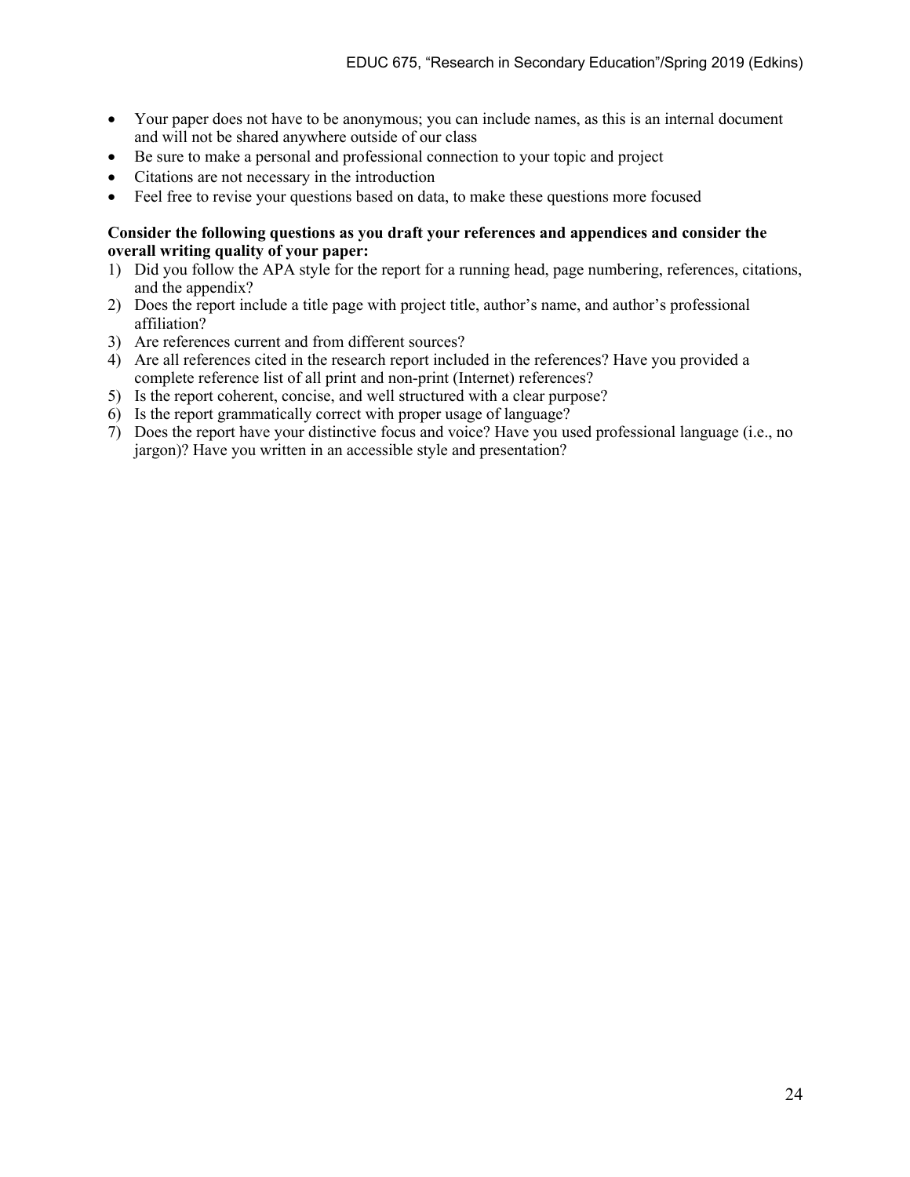- Your paper does not have to be anonymous; you can include names, as this is an internal document and will not be shared anywhere outside of our class
- Be sure to make a personal and professional connection to your topic and project
- Citations are not necessary in the introduction
- Feel free to revise your questions based on data, to make these questions more focused

**Consider the following questions as you draft your references and appendices and consider the overall writing quality of your paper:**

1) Did you follow the APA style for the report for a running head, page numbering, references, citations, and the appendix?
2) Does the report include a title page with project title, author's name, and author's professional affiliation?
3) Are references current and from different sources?
4) Are all references cited in the research report included in the references? Have you provided a complete reference list of all print and non-print (Internet) references?
5) Is the report coherent, concise, and well structured with a clear purpose?
6) Is the report grammatically correct with proper usage of language?
7) Does the report have your distinctive focus and voice? Have you used professional language (i.e., no jargon)? Have you written in an accessible style and presentation?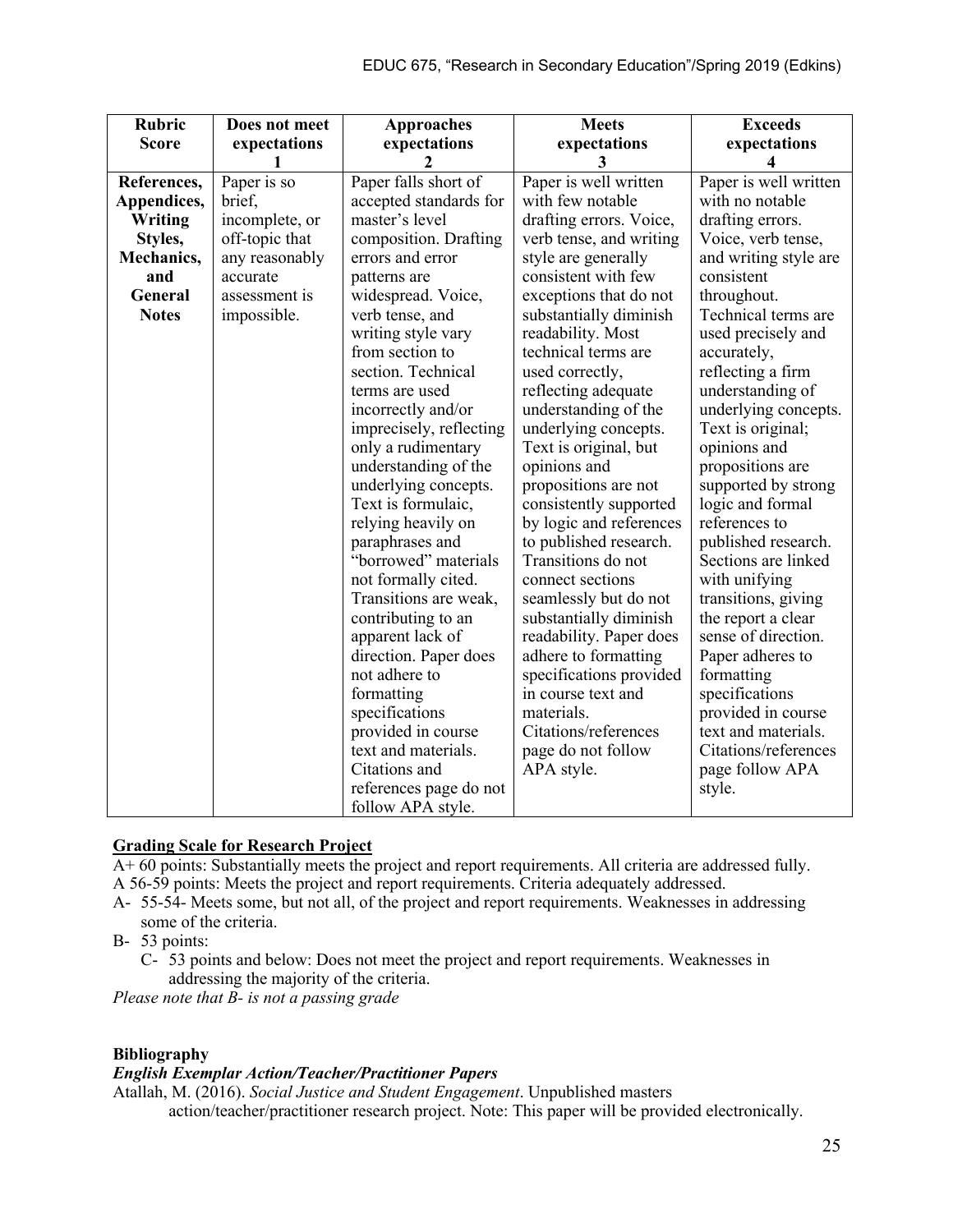| Rubric Score | Does not meet expectations 1 | Approaches expectations 2 | Meets expectations 3 | Exceeds expectations 4 |
|---|---|---|---|---|
| **References, Appendices, Writing Styles, Mechanics, and General Notes** | Paper is so brief, incomplete, or off-topic that any reasonably accurate assessment is impossible. | Paper falls short of accepted standards for master's level composition. Drafting errors and error patterns are widespread. Voice, verb tense, and writing style vary from section to section. Technical terms are used incorrectly and/or imprecisely, reflecting only a rudimentary understanding of the underlying concepts. Text is formulaic, relying heavily on paraphrases and "borrowed" materials not formally cited. Transitions are weak, contributing to an apparent lack of direction. Paper does not adhere to formatting specifications provided in course text and materials. Citations and references page do not follow APA style. | Paper is well written with few notable drafting errors. Voice, verb tense, and writing style are generally consistent with few exceptions that do not substantially diminish readability. Most technical terms are used correctly, reflecting adequate understanding of the underlying concepts. Text is original, but opinions and propositions are not consistently supported by logic and references to published research. Transitions do not connect sections seamlessly but do not substantially diminish readability. Paper does adhere to formatting specifications provided in course text and materials. Citations/references page do not follow APA style. | Paper is well written with no notable drafting errors. Voice, verb tense, and writing style are consistent throughout. Technical terms are used precisely and accurately, reflecting a firm understanding of underlying concepts. Text is original; opinions and propositions are supported by strong logic and formal references to published research. Sections are linked with unifying transitions, giving the report a clear sense of direction. Paper adheres to formatting specifications provided in course text and materials. Citations/references page follow APA style. |

**Grading Scale for Research Project**

A+ 60 points: Substantially meets the project and report requirements. All criteria are addressed fully.
A 56-59 points: Meets the project and report requirements. Criteria adequately addressed.

- A- 55-54- Meets some, but not all, of the project and report requirements. Weaknesses in addressing some of the criteria.
- B- 53 points:
    - C- 53 points and below: Does not meet the project and report requirements. Weaknesses in addressing the majority of the criteria.

*Please note that B- is not a passing grade*

**Bibliography**

***English Exemplar Action/Teacher/Practitioner Papers***

Atallah, M. (2016). *Social Justice and Student Engagement*. Unpublished masters action/teacher/practitioner research project. Note: This paper will be provided electronically.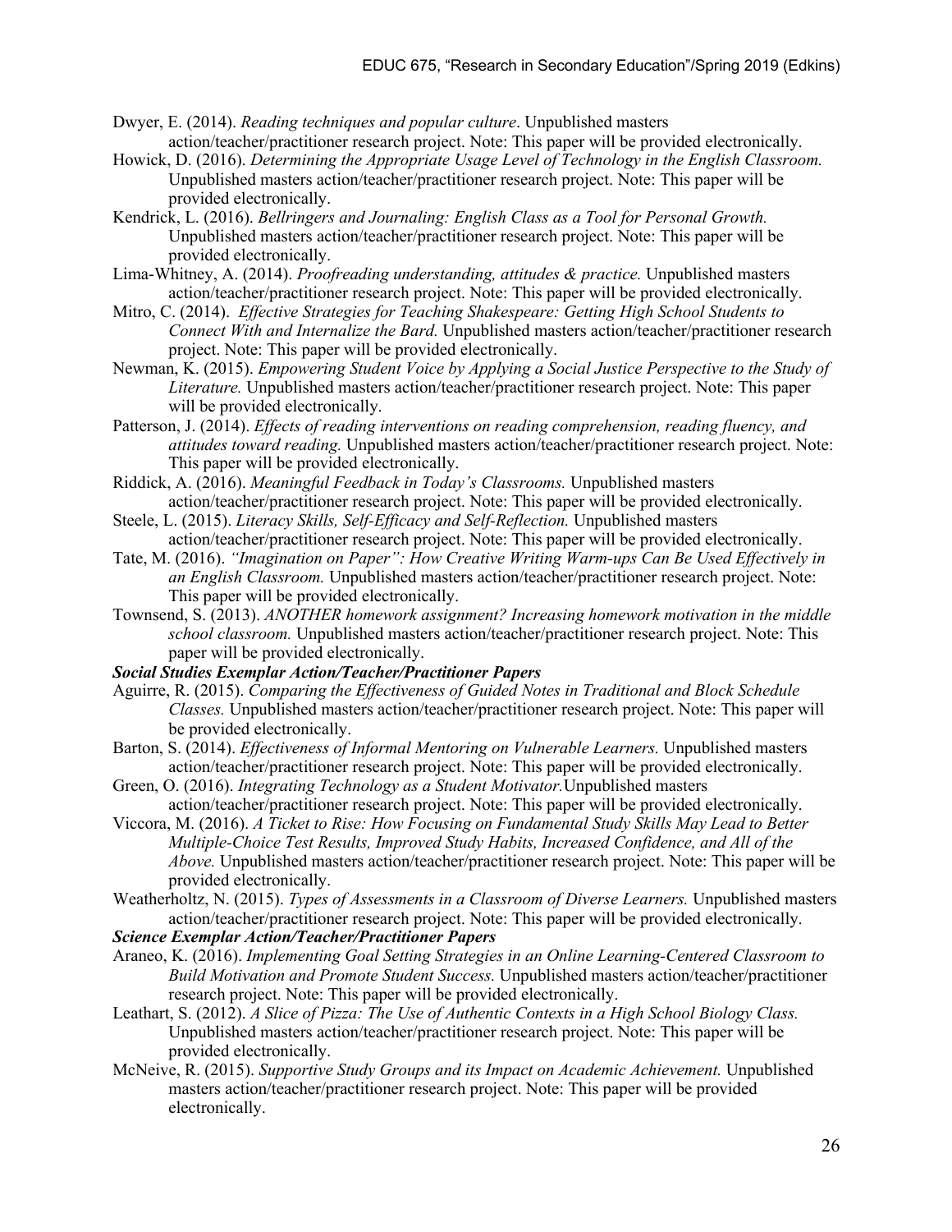Dwyer, E. (2014). *Reading techniques and popular culture*. Unpublished masters action/teacher/practitioner research project. Note: This paper will be provided electronically.

Howick, D. (2016). *Determining the Appropriate Usage Level of Technology in the English Classroom.* Unpublished masters action/teacher/practitioner research project. Note: This paper will be provided electronically.

Kendrick, L. (2016). *Bellringers and Journaling: English Class as a Tool for Personal Growth.* Unpublished masters action/teacher/practitioner research project. Note: This paper will be provided electronically.

Lima-Whitney, A. (2014). *Proofreading understanding, attitudes & practice.* Unpublished masters action/teacher/practitioner research project. Note: This paper will be provided electronically.

Mitro, C. (2014). *Effective Strategies for Teaching Shakespeare: Getting High School Students to Connect With and Internalize the Bard.* Unpublished masters action/teacher/practitioner research project. Note: This paper will be provided electronically.

Newman, K. (2015). *Empowering Student Voice by Applying a Social Justice Perspective to the Study of Literature.* Unpublished masters action/teacher/practitioner research project. Note: This paper will be provided electronically.

Patterson, J. (2014). *Effects of reading interventions on reading comprehension, reading fluency, and attitudes toward reading.* Unpublished masters action/teacher/practitioner research project. Note: This paper will be provided electronically.

Riddick, A. (2016). *Meaningful Feedback in Today's Classrooms.* Unpublished masters action/teacher/practitioner research project. Note: This paper will be provided electronically.

Steele, L. (2015). *Literacy Skills, Self-Efficacy and Self-Reflection.* Unpublished masters action/teacher/practitioner research project. Note: This paper will be provided electronically.

Tate, M. (2016). *"Imagination on Paper": How Creative Writing Warm-ups Can Be Used Effectively in an English Classroom.* Unpublished masters action/teacher/practitioner research project. Note: This paper will be provided electronically.

Townsend, S. (2013). *ANOTHER homework assignment? Increasing homework motivation in the middle school classroom.* Unpublished masters action/teacher/practitioner research project. Note: This paper will be provided electronically.

***Social Studies Exemplar Action/Teacher/Practitioner Papers***

Aguirre, R. (2015). *Comparing the Effectiveness of Guided Notes in Traditional and Block Schedule Classes.* Unpublished masters action/teacher/practitioner research project. Note: This paper will be provided electronically.

Barton, S. (2014). *Effectiveness of Informal Mentoring on Vulnerable Learners.* Unpublished masters action/teacher/practitioner research project. Note: This paper will be provided electronically.

Green, O. (2016). *Integrating Technology as a Student Motivator.*Unpublished masters action/teacher/practitioner research project. Note: This paper will be provided electronically.

Viccora, M. (2016). *A Ticket to Rise: How Focusing on Fundamental Study Skills May Lead to Better Multiple-Choice Test Results, Improved Study Habits, Increased Confidence, and All of the Above.* Unpublished masters action/teacher/practitioner research project. Note: This paper will be provided electronically.

Weatherholtz, N. (2015). *Types of Assessments in a Classroom of Diverse Learners.* Unpublished masters action/teacher/practitioner research project. Note: This paper will be provided electronically.

***Science Exemplar Action/Teacher/Practitioner Papers***

Araneo, K. (2016). *Implementing Goal Setting Strategies in an Online Learning-Centered Classroom to Build Motivation and Promote Student Success.* Unpublished masters action/teacher/practitioner research project. Note: This paper will be provided electronically.

Leathart, S. (2012). *A Slice of Pizza: The Use of Authentic Contexts in a High School Biology Class.* Unpublished masters action/teacher/practitioner research project. Note: This paper will be provided electronically.

McNeive, R. (2015). *Supportive Study Groups and its Impact on Academic Achievement.* Unpublished masters action/teacher/practitioner research project. Note: This paper will be provided electronically.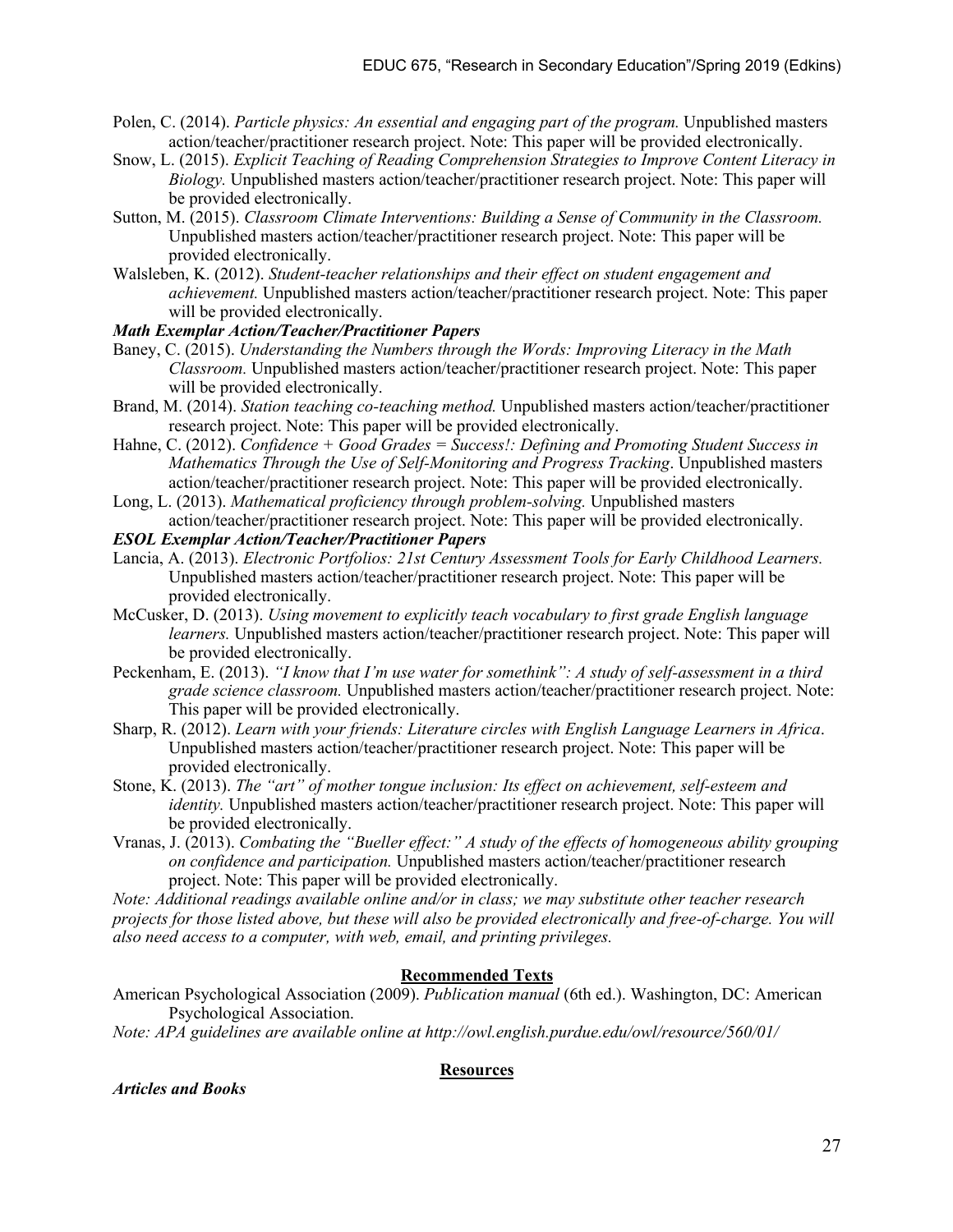Polen, C. (2014). *Particle physics: An essential and engaging part of the program.* Unpublished masters action/teacher/practitioner research project. Note: This paper will be provided electronically.

Snow, L. (2015). *Explicit Teaching of Reading Comprehension Strategies to Improve Content Literacy in Biology.* Unpublished masters action/teacher/practitioner research project. Note: This paper will be provided electronically.

Sutton, M. (2015). *Classroom Climate Interventions: Building a Sense of Community in the Classroom.* Unpublished masters action/teacher/practitioner research project. Note: This paper will be provided electronically.

Walsleben, K. (2012). *Student-teacher relationships and their effect on student engagement and achievement.* Unpublished masters action/teacher/practitioner research project. Note: This paper will be provided electronically.

***Math Exemplar Action/Teacher/Practitioner Papers***

Baney, C. (2015). *Understanding the Numbers through the Words: Improving Literacy in the Math Classroom.* Unpublished masters action/teacher/practitioner research project. Note: This paper will be provided electronically.

Brand, M. (2014). *Station teaching co-teaching method.* Unpublished masters action/teacher/practitioner research project. Note: This paper will be provided electronically.

Hahne, C. (2012). *Confidence + Good Grades = Success!: Defining and Promoting Student Success in Mathematics Through the Use of Self-Monitoring and Progress Tracking*. Unpublished masters action/teacher/practitioner research project. Note: This paper will be provided electronically.

Long, L. (2013). *Mathematical proficiency through problem-solving.* Unpublished masters action/teacher/practitioner research project. Note: This paper will be provided electronically.

***ESOL Exemplar Action/Teacher/Practitioner Papers***

Lancia, A. (2013). *Electronic Portfolios: 21st Century Assessment Tools for Early Childhood Learners.* Unpublished masters action/teacher/practitioner research project. Note: This paper will be provided electronically.

McCusker, D. (2013). *Using movement to explicitly teach vocabulary to first grade English language learners.* Unpublished masters action/teacher/practitioner research project. Note: This paper will be provided electronically.

Peckenham, E. (2013). *"I know that I'm use water for somethink": A study of self-assessment in a third grade science classroom.* Unpublished masters action/teacher/practitioner research project. Note: This paper will be provided electronically.

Sharp, R. (2012). *Learn with your friends: Literature circles with English Language Learners in Africa*. Unpublished masters action/teacher/practitioner research project. Note: This paper will be provided electronically.

Stone, K. (2013). *The "art" of mother tongue inclusion: Its effect on achievement, self-esteem and identity.* Unpublished masters action/teacher/practitioner research project. Note: This paper will be provided electronically.

Vranas, J. (2013). *Combating the "Bueller effect:" A study of the effects of homogeneous ability grouping on confidence and participation.* Unpublished masters action/teacher/practitioner research project. Note: This paper will be provided electronically.

*Note: Additional readings available online and/or in class; we may substitute other teacher research projects for those listed above, but these will also be provided electronically and free-of-charge. You will also need access to a computer, with web, email, and printing privileges.*

## Recommended Texts

American Psychological Association (2009). *Publication manual* (6th ed.). Washington, DC: American Psychological Association.

*Note: APA guidelines are available online at http://owl.english.purdue.edu/owl/resource/560/01/*

## Resources

***Articles and Books***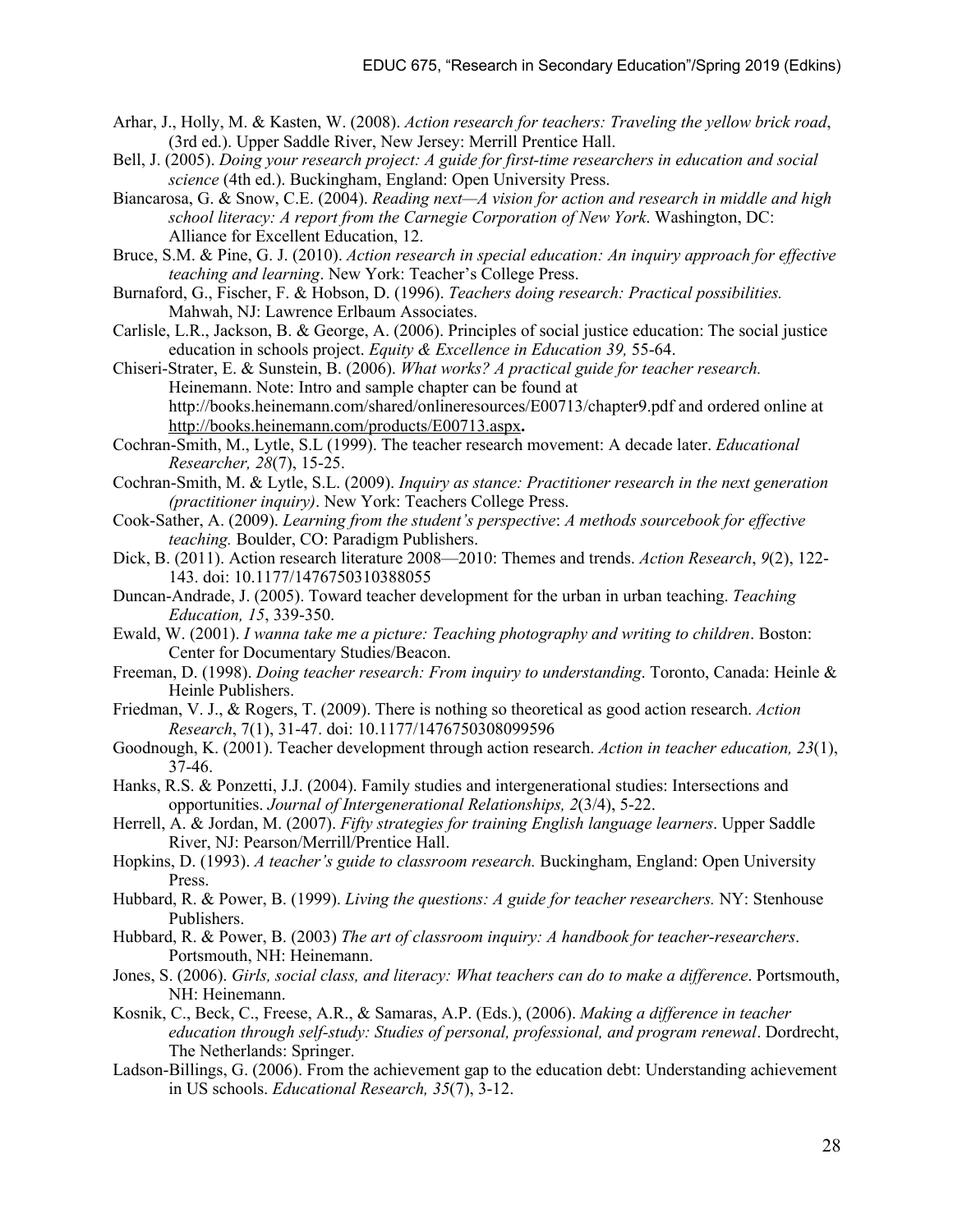Arhar, J., Holly, M. & Kasten, W. (2008). *Action research for teachers: Traveling the yellow brick road*, (3rd ed.). Upper Saddle River, New Jersey: Merrill Prentice Hall.

Bell, J. (2005). *Doing your research project: A guide for first-time researchers in education and social science* (4th ed.). Buckingham, England: Open University Press.

Biancarosa, G. & Snow, C.E. (2004). *Reading next—A vision for action and research in middle and high school literacy: A report from the Carnegie Corporation of New York*. Washington, DC: Alliance for Excellent Education, 12.

Bruce, S.M. & Pine, G. J. (2010). *Action research in special education: An inquiry approach for effective teaching and learning*. New York: Teacher's College Press.

Burnaford, G., Fischer, F. & Hobson, D. (1996). *Teachers doing research: Practical possibilities.* Mahwah, NJ: Lawrence Erlbaum Associates.

Carlisle, L.R., Jackson, B. & George, A. (2006). Principles of social justice education: The social justice education in schools project. *Equity & Excellence in Education 39,* 55-64.

Chiseri-Strater, E. & Sunstein, B. (2006). *What works? A practical guide for teacher research.* Heinemann. Note: Intro and sample chapter can be found at http://books.heinemann.com/shared/onlineresources/E00713/chapter9.pdf and ordered online at http://books.heinemann.com/products/E00713.aspx**.**

Cochran-Smith, M., Lytle, S.L (1999). The teacher research movement: A decade later. *Educational Researcher, 28*(7), 15-25.

Cochran-Smith, M. & Lytle, S.L. (2009). *Inquiry as stance: Practitioner research in the next generation (practitioner inquiry)*. New York: Teachers College Press.

Cook-Sather, A. (2009). *Learning from the student's perspective*: *A methods sourcebook for effective teaching.* Boulder, CO: Paradigm Publishers.

Dick, B. (2011). Action research literature 2008—2010: Themes and trends. *Action Research*, *9*(2), 122-143. doi: 10.1177/1476750310388055

Duncan-Andrade, J. (2005). Toward teacher development for the urban in urban teaching. *Teaching Education, 15*, 339-350.

Ewald, W. (2001). *I wanna take me a picture: Teaching photography and writing to children*. Boston: Center for Documentary Studies/Beacon.

Freeman, D. (1998). *Doing teacher research: From inquiry to understanding.* Toronto, Canada: Heinle & Heinle Publishers.

Friedman, V. J., & Rogers, T. (2009). There is nothing so theoretical as good action research. *Action Research*, 7(1), 31-47. doi: 10.1177/1476750308099596

Goodnough, K. (2001). Teacher development through action research. *Action in teacher education, 23*(1), 37-46.

Hanks, R.S. & Ponzetti, J.J. (2004). Family studies and intergenerational studies: Intersections and opportunities. *Journal of Intergenerational Relationships, 2*(3/4), 5-22.

Herrell, A. & Jordan, M. (2007). *Fifty strategies for training English language learners*. Upper Saddle River, NJ: Pearson/Merrill/Prentice Hall.

Hopkins, D. (1993). *A teacher's guide to classroom research.* Buckingham, England: Open University Press.

Hubbard, R. & Power, B. (1999). *Living the questions: A guide for teacher researchers.* NY: Stenhouse Publishers.

Hubbard, R. & Power, B. (2003) *The art of classroom inquiry: A handbook for teacher-researchers*. Portsmouth, NH: Heinemann.

Jones, S. (2006). *Girls, social class, and literacy: What teachers can do to make a difference*. Portsmouth, NH: Heinemann.

Kosnik, C., Beck, C., Freese, A.R., & Samaras, A.P. (Eds.), (2006). *Making a difference in teacher education through self-study: Studies of personal, professional, and program renewal*. Dordrecht, The Netherlands: Springer.

Ladson-Billings, G. (2006). From the achievement gap to the education debt: Understanding achievement in US schools. *Educational Research, 35*(7), 3-12.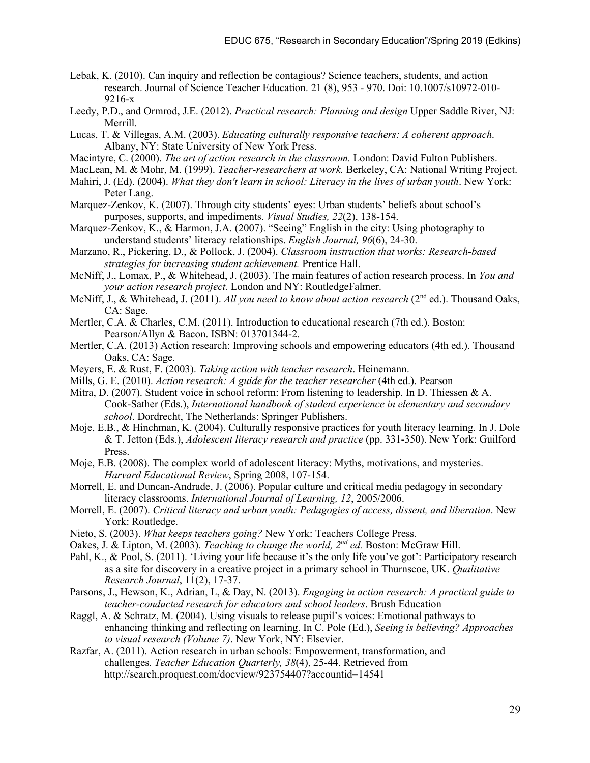Lebak, K. (2010). Can inquiry and reflection be contagious? Science teachers, students, and action research. Journal of Science Teacher Education. 21 (8), 953 - 970. Doi: 10.1007/s10972-010-9216-x

Leedy, P.D., and Ormrod, J.E. (2012). *Practical research: Planning and design* Upper Saddle River, NJ: Merrill.

Lucas, T. & Villegas, A.M. (2003). *Educating culturally responsive teachers: A coherent approach*. Albany, NY: State University of New York Press.

Macintyre, C. (2000). *The art of action research in the classroom.* London: David Fulton Publishers.

MacLean, M. & Mohr, M. (1999). *Teacher-researchers at work.* Berkeley, CA: National Writing Project.

Mahiri, J. (Ed). (2004). *What they don't learn in school: Literacy in the lives of urban youth*. New York: Peter Lang.

Marquez-Zenkov, K. (2007). Through city students' eyes: Urban students' beliefs about school's purposes, supports, and impediments. *Visual Studies, 22*(2), 138-154.

Marquez-Zenkov, K., & Harmon, J.A. (2007). "Seeing" English in the city: Using photography to understand students' literacy relationships. *English Journal, 96*(6), 24-30.

Marzano, R., Pickering, D., & Pollock, J. (2004). *Classroom instruction that works: Research-based strategies for increasing student achievement.* Prentice Hall.

McNiff, J., Lomax, P., & Whitehead, J. (2003). The main features of action research process. In *You and your action research project.* London and NY: RoutledgeFalmer.

McNiff, J., & Whitehead, J. (2011). *All you need to know about action research* (2nd ed.). Thousand Oaks, CA: Sage.

Mertler, C.A. & Charles, C.M. (2011). Introduction to educational research (7th ed.). Boston: Pearson/Allyn & Bacon. ISBN: 013701344-2.

Mertler, C.A. (2013) Action research: Improving schools and empowering educators (4th ed.). Thousand Oaks, CA: Sage.

Meyers, E. & Rust, F. (2003). *Taking action with teacher research*. Heinemann.

Mills, G. E. (2010). *Action research: A guide for the teacher researcher* (4th ed.). Pearson

Mitra, D. (2007). Student voice in school reform: From listening to leadership. In D. Thiessen & A. Cook-Sather (Eds.), *International handbook of student experience in elementary and secondary school*. Dordrecht, The Netherlands: Springer Publishers.

Moje, E.B., & Hinchman, K. (2004). Culturally responsive practices for youth literacy learning. In J. Dole & T. Jetton (Eds.), *Adolescent literacy research and practice* (pp. 331-350). New York: Guilford Press.

Moje, E.B. (2008). The complex world of adolescent literacy: Myths, motivations, and mysteries. *Harvard Educational Review*, Spring 2008, 107-154.

Morrell, E. and Duncan-Andrade, J. (2006). Popular culture and critical media pedagogy in secondary literacy classrooms. *International Journal of Learning, 12*, 2005/2006.

Morrell, E. (2007). *Critical literacy and urban youth: Pedagogies of access, dissent, and liberation*. New York: Routledge.

Nieto, S. (2003). *What keeps teachers going?* New York: Teachers College Press.

Oakes, J. & Lipton, M. (2003). *Teaching to change the world, 2nd ed.* Boston: McGraw Hill.

Pahl, K., & Pool, S. (2011). 'Living your life because it's the only life you've got': Participatory research as a site for discovery in a creative project in a primary school in Thurnscoe, UK. *Qualitative Research Journal*, 11(2), 17-37.

Parsons, J., Hewson, K., Adrian, L, & Day, N. (2013). *Engaging in action research: A practical guide to teacher-conducted research for educators and school leaders*. Brush Education

Raggl, A. & Schratz, M. (2004). Using visuals to release pupil's voices: Emotional pathways to enhancing thinking and reflecting on learning. In C. Pole (Ed.), *Seeing is believing? Approaches to visual research (Volume 7)*. New York, NY: Elsevier.

Razfar, A. (2011). Action research in urban schools: Empowerment, transformation, and challenges. *Teacher Education Quarterly, 38*(4), 25-44. Retrieved from http://search.proquest.com/docview/923754407?accountid=14541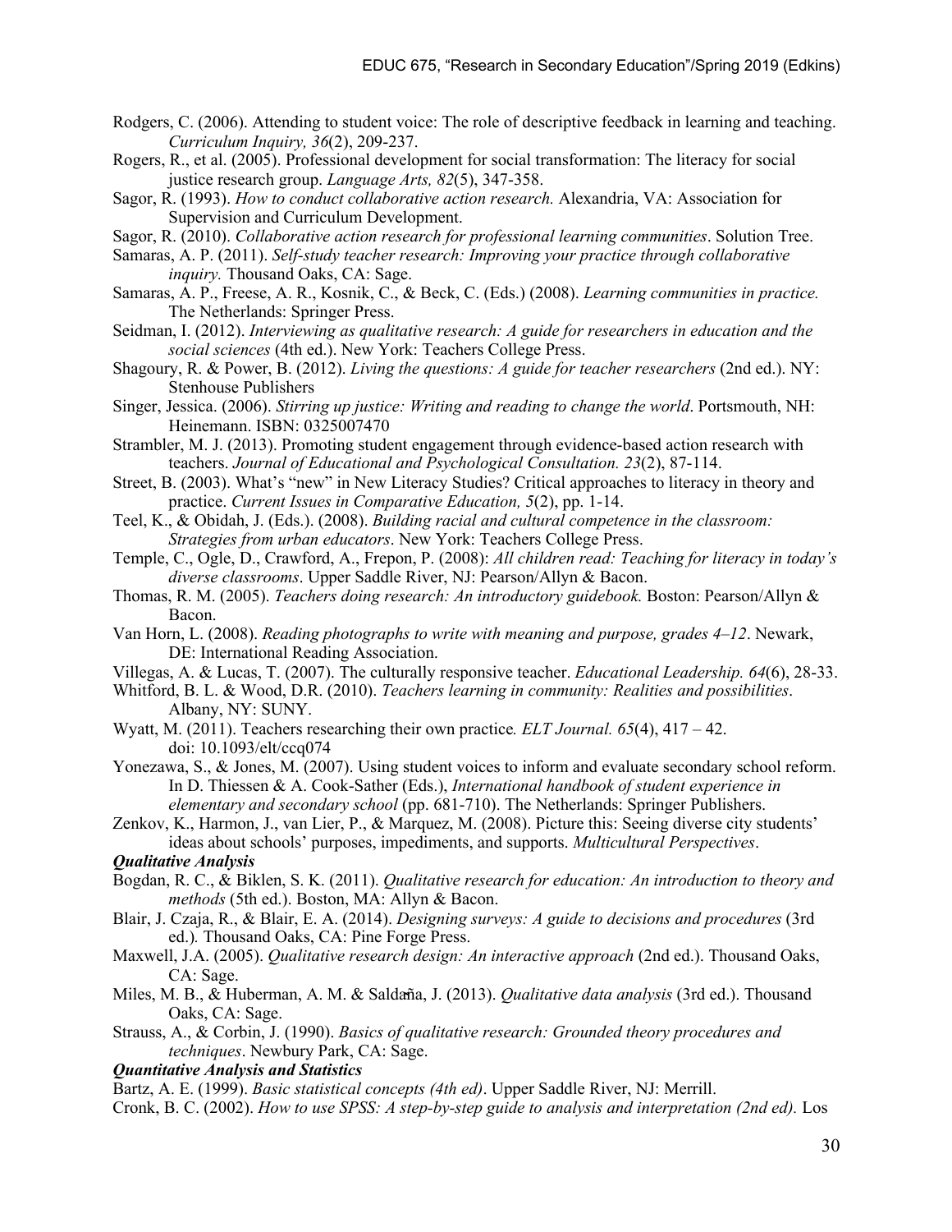Rodgers, C. (2006). Attending to student voice: The role of descriptive feedback in learning and teaching. *Curriculum Inquiry, 36*(2), 209-237.

Rogers, R., et al. (2005). Professional development for social transformation: The literacy for social justice research group. *Language Arts, 82*(5), 347-358.

Sagor, R. (1993). *How to conduct collaborative action research.* Alexandria, VA: Association for Supervision and Curriculum Development.

Sagor, R. (2010). *Collaborative action research for professional learning communities*. Solution Tree.

Samaras, A. P. (2011). *Self-study teacher research: Improving your practice through collaborative inquiry.* Thousand Oaks, CA: Sage.

Samaras, A. P., Freese, A. R., Kosnik, C., & Beck, C. (Eds.) (2008). *Learning communities in practice.* The Netherlands: Springer Press.

Seidman, I. (2012). *Interviewing as qualitative research: A guide for researchers in education and the social sciences* (4th ed.). New York: Teachers College Press.

Shagoury, R. & Power, B. (2012). *Living the questions: A guide for teacher researchers* (2nd ed.). NY: Stenhouse Publishers

Singer, Jessica. (2006). *Stirring up justice: Writing and reading to change the world*. Portsmouth, NH: Heinemann. ISBN: 0325007470

Strambler, M. J. (2013). Promoting student engagement through evidence-based action research with teachers. *Journal of Educational and Psychological Consultation. 23*(2), 87-114.

Street, B. (2003). What's "new" in New Literacy Studies? Critical approaches to literacy in theory and practice. *Current Issues in Comparative Education, 5*(2), pp. 1-14.

Teel, K., & Obidah, J. (Eds.). (2008). *Building racial and cultural competence in the classroom: Strategies from urban educators*. New York: Teachers College Press.

Temple, C., Ogle, D., Crawford, A., Frepon, P. (2008): *All children read: Teaching for literacy in today's diverse classrooms*. Upper Saddle River, NJ: Pearson/Allyn & Bacon.

Thomas, R. M. (2005). *Teachers doing research: An introductory guidebook.* Boston: Pearson/Allyn & Bacon.

Van Horn, L. (2008). *Reading photographs to write with meaning and purpose, grades 4–12*. Newark, DE: International Reading Association.

Villegas, A. & Lucas, T. (2007). The culturally responsive teacher. *Educational Leadership. 64*(6), 28-33.

Whitford, B. L. & Wood, D.R. (2010). *Teachers learning in community: Realities and possibilities*. Albany, NY: SUNY.

Wyatt, M. (2011). Teachers researching their own practice*. ELT Journal. 65*(4), 417 – 42. doi: 10.1093/elt/ccq074

Yonezawa, S., & Jones, M. (2007). Using student voices to inform and evaluate secondary school reform. In D. Thiessen & A. Cook-Sather (Eds.), *International handbook of student experience in elementary and secondary school* (pp. 681-710). The Netherlands: Springer Publishers.

Zenkov, K., Harmon, J., van Lier, P., & Marquez, M. (2008). Picture this: Seeing diverse city students' ideas about schools' purposes, impediments, and supports. *Multicultural Perspectives*.

***Qualitative Analysis***

Bogdan, R. C., & Biklen, S. K. (2011). *Qualitative research for education: An introduction to theory and methods* (5th ed.). Boston, MA: Allyn & Bacon.

Blair, J. Czaja, R., & Blair, E. A. (2014). *Designing surveys: A guide to decisions and procedures* (3rd ed.)*.* Thousand Oaks, CA: Pine Forge Press.

Maxwell, J.A. (2005). *Qualitative research design: An interactive approach* (2nd ed.). Thousand Oaks, CA: Sage.

Miles, M. B., & Huberman, A. M. & Saldaña, J. (2013). *Qualitative data analysis* (3rd ed.). Thousand Oaks, CA: Sage.

Strauss, A., & Corbin, J. (1990). *Basics of qualitative research: Grounded theory procedures and techniques*. Newbury Park, CA: Sage.

***Quantitative Analysis and Statistics***

Bartz, A. E. (1999). *Basic statistical concepts (4th ed)*. Upper Saddle River, NJ: Merrill.

Cronk, B. C. (2002). *How to use SPSS: A step-by-step guide to analysis and interpretation (2nd ed).* Los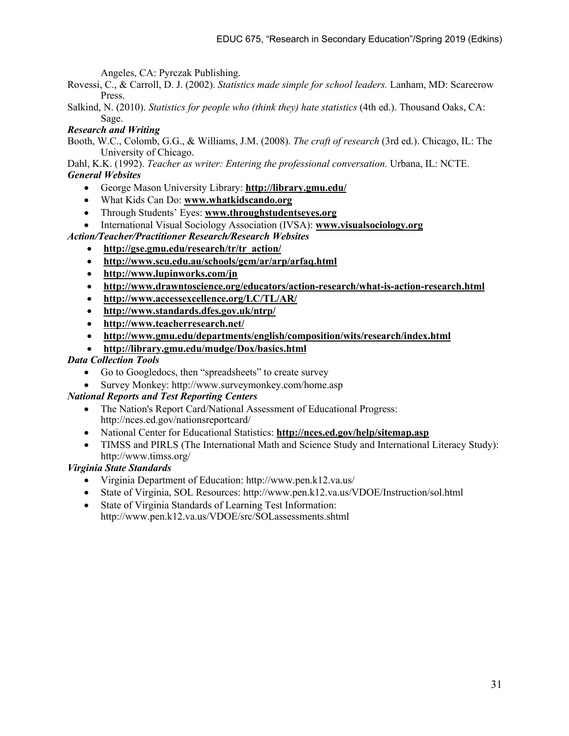Angeles, CA: Pyrczak Publishing.

Rovessi, C., & Carroll, D. J. (2002). *Statistics made simple for school leaders.* Lanham, MD: Scarecrow Press.

Salkind, N. (2010). *Statistics for people who (think they) hate statistics* (4th ed.). Thousand Oaks, CA: Sage.

***Research and Writing***

Booth, W.C., Colomb, G.G., & Williams, J.M. (2008). *The craft of research* (3rd ed.). Chicago, IL: The University of Chicago.

Dahl, K.K. (1992). *Teacher as writer: Entering the professional conversation.* Urbana, IL: NCTE.

***General Websites***

- George Mason University Library: **http://library.gmu.edu/**
- What Kids Can Do: **www.whatkidscando.org**
- Through Students' Eyes: **www.throughstudentseyes.org**
- International Visual Sociology Association (IVSA): **www.visualsociology.org**

***Action/Teacher/Practitioner Research/Research Websites***

- **http://gse.gmu.edu/research/tr/tr_action/**
- **http://www.scu.edu.au/schools/gcm/ar/arp/arfaq.html**
- **http://www.lupinworks.com/jn**
- **http://www.drawntoscience.org/educators/action-research/what-is-action-research.html**
- **http://www.accessexcellence.org/LC/TL/AR/**
- **http://www.standards.dfes.gov.uk/ntrp/**
- **http://www.teacherresearch.net/**
- **http://www.gmu.edu/departments/english/composition/wits/research/index.html**
- **http://library.gmu.edu/mudge/Dox/basics.html**

***Data Collection Tools***

- Go to Googledocs, then "spreadsheets" to create survey
- Survey Monkey: http://www.surveymonkey.com/home.asp

***National Reports and Test Reporting Centers***

- The Nation's Report Card/National Assessment of Educational Progress: http://nces.ed.gov/nationsreportcard/
- National Center for Educational Statistics: **http://nces.ed.gov/help/sitemap.asp**
- TIMSS and PIRLS (The International Math and Science Study and International Literacy Study): http://www.timss.org/

***Virginia State Standards***

- Virginia Department of Education: http://www.pen.k12.va.us/
- State of Virginia, SOL Resources: http://www.pen.k12.va.us/VDOE/Instruction/sol.html
- State of Virginia Standards of Learning Test Information: http://www.pen.k12.va.us/VDOE/src/SOLassessments.shtml